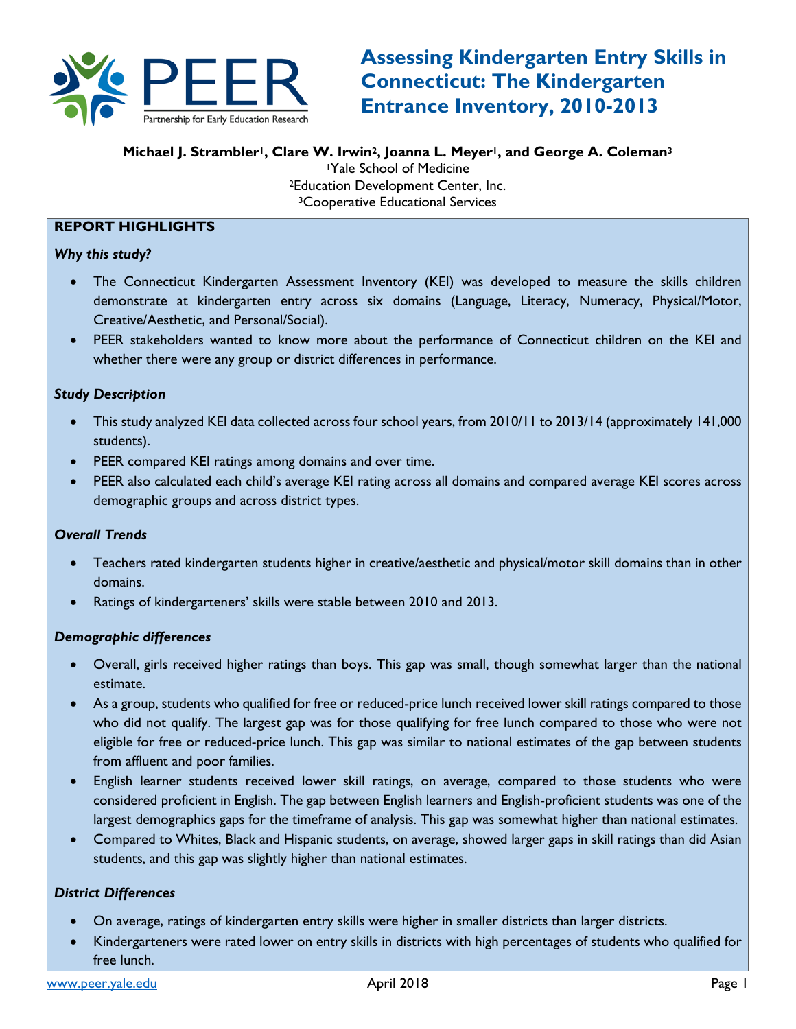# Assessing Kindergarten Entry Skills in Connecticut: The Kindergarten Entrance Inventory, 2010-2013

**Michael J. Strambler[1], Clare W. Irwin[2], Joanna L. Meyer[1], and George A. Coleman[3]**

[1]Yale School of Medicine
[2]Education Development Center, Inc.
[3]Cooperative Educational Services

## REPORT HIGHLIGHTS

### *Why this study?*

- The Connecticut Kindergarten Assessment Inventory (KEI) was developed to measure the skills children demonstrate at kindergarten entry across six domains (Language, Literacy, Numeracy, Physical/Motor, Creative/Aesthetic, and Personal/Social).
- PEER stakeholders wanted to know more about the performance of Connecticut children on the KEI and whether there were any group or district differences in performance.

### *Study Description*

- This study analyzed KEI data collected across four school years, from 2010/11 to 2013/14 (approximately 141,000 students).
- PEER compared KEI ratings among domains and over time.
- PEER also calculated each child's average KEI rating across all domains and compared average KEI scores across demographic groups and across district types.

### *Overall Trends*

- Teachers rated kindergarten students higher in creative/aesthetic and physical/motor skill domains than in other domains.
- Ratings of kindergarteners' skills were stable between 2010 and 2013.

### *Demographic differences*

- Overall, girls received higher ratings than boys. This gap was small, though somewhat larger than the national estimate.
- As a group, students who qualified for free or reduced-price lunch received lower skill ratings compared to those who did not qualify. The largest gap was for those qualifying for free lunch compared to those who were not eligible for free or reduced-price lunch. This gap was similar to national estimates of the gap between students from affluent and poor families.
- English learner students received lower skill ratings, on average, compared to those students who were considered proficient in English. The gap between English learners and English-proficient students was one of the largest demographics gaps for the timeframe of analysis. This gap was somewhat higher than national estimates.
- Compared to Whites, Black and Hispanic students, on average, showed larger gaps in skill ratings than did Asian students, and this gap was slightly higher than national estimates.

### *District Differences*

- On average, ratings of kindergarten entry skills were higher in smaller districts than larger districts.
- Kindergarteners were rated lower on entry skills in districts with high percentages of students who qualified for free lunch.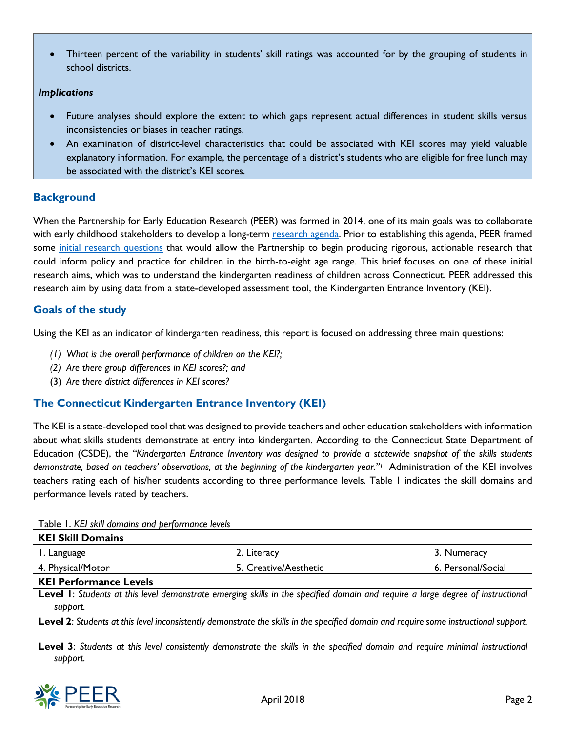- Thirteen percent of the variability in students' skill ratings was accounted for by the grouping of students in school districts.

***Implications***

- Future analyses should explore the extent to which gaps represent actual differences in student skills versus inconsistencies or biases in teacher ratings.
- An examination of district-level characteristics that could be associated with KEI scores may yield valuable explanatory information. For example, the percentage of a district's students who are eligible for free lunch may be associated with the district's KEI scores.

## Background

When the Partnership for Early Education Research (PEER) was formed in 2014, one of its main goals was to collaborate with early childhood stakeholders to develop a long-term research agenda. Prior to establishing this agenda, PEER framed some initial research questions that would allow the Partnership to begin producing rigorous, actionable research that could inform policy and practice for children in the birth-to-eight age range. This brief focuses on one of these initial research aims, which was to understand the kindergarten readiness of children across Connecticut. PEER addressed this research aim by using data from a state-developed assessment tool, the Kindergarten Entrance Inventory (KEI).

## Goals of the study

Using the KEI as an indicator of kindergarten readiness, this report is focused on addressing three main questions:

*(1) What is the overall performance of children on the KEI?;*
*(2) Are there group differences in KEI scores?; and*
(3) *Are there district differences in KEI scores?*

## The Connecticut Kindergarten Entrance Inventory (KEI)

The KEI is a state-developed tool that was designed to provide teachers and other education stakeholders with information about what skills students demonstrate at entry into kindergarten. According to the Connecticut State Department of Education (CSDE), the *"Kindergarten Entrance Inventory was designed to provide a statewide snapshot of the skills students demonstrate, based on teachers' observations, at the beginning of the kindergarten year."*[1] Administration of the KEI involves teachers rating each of his/her students according to three performance levels. Table 1 indicates the skill domains and performance levels rated by teachers.

Table 1. *KEI skill domains and performance levels*

| **KEI Skill Domains** | | |
|---|---|---|
| 1. Language | 2. Literacy | 3. Numeracy |
| 4. Physical/Motor | 5. Creative/Aesthetic | 6. Personal/Social |

**KEI Performance Levels**

**Level 1**: *Students at this level demonstrate emerging skills in the specified domain and require a large degree of instructional support.*

**Level 2**: *Students at this level inconsistently demonstrate the skills in the specified domain and require some instructional support.*

**Level 3**: *Students at this level consistently demonstrate the skills in the specified domain and require minimal instructional support.*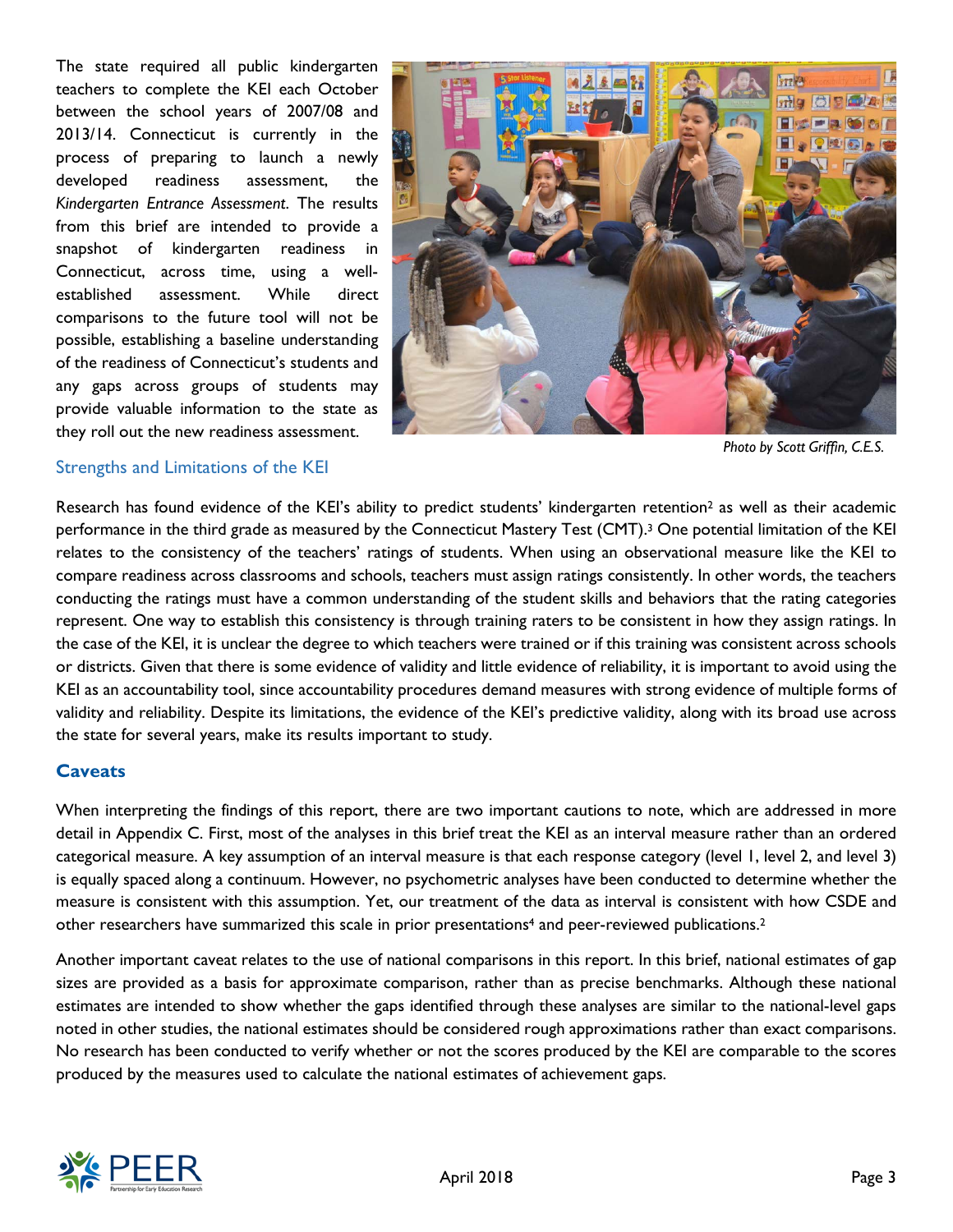The state required all public kindergarten teachers to complete the KEI each October between the school years of 2007/08 and 2013/14. Connecticut is currently in the process of preparing to launch a newly developed readiness assessment, the *Kindergarten Entrance Assessment*. The results from this brief are intended to provide a snapshot of kindergarten readiness in Connecticut, across time, using a well-established assessment. While direct comparisons to the future tool will not be possible, establishing a baseline understanding of the readiness of Connecticut's students and any gaps across groups of students may provide valuable information to the state as they roll out the new readiness assessment.

*Photo by Scott Griffin, C.E.S.*

### Strengths and Limitations of the KEI

Research has found evidence of the KEI's ability to predict students' kindergarten retention[2] as well as their academic performance in the third grade as measured by the Connecticut Mastery Test (CMT).[3] One potential limitation of the KEI relates to the consistency of the teachers' ratings of students. When using an observational measure like the KEI to compare readiness across classrooms and schools, teachers must assign ratings consistently. In other words, the teachers conducting the ratings must have a common understanding of the student skills and behaviors that the rating categories represent. One way to establish this consistency is through training raters to be consistent in how they assign ratings. In the case of the KEI, it is unclear the degree to which teachers were trained or if this training was consistent across schools or districts. Given that there is some evidence of validity and little evidence of reliability, it is important to avoid using the KEI as an accountability tool, since accountability procedures demand measures with strong evidence of multiple forms of validity and reliability. Despite its limitations, the evidence of the KEI's predictive validity, along with its broad use across the state for several years, make its results important to study.

## Caveats

When interpreting the findings of this report, there are two important cautions to note, which are addressed in more detail in Appendix C. First, most of the analyses in this brief treat the KEI as an interval measure rather than an ordered categorical measure. A key assumption of an interval measure is that each response category (level 1, level 2, and level 3) is equally spaced along a continuum. However, no psychometric analyses have been conducted to determine whether the measure is consistent with this assumption. Yet, our treatment of the data as interval is consistent with how CSDE and other researchers have summarized this scale in prior presentations[4] and peer-reviewed publications.[2]

Another important caveat relates to the use of national comparisons in this report. In this brief, national estimates of gap sizes are provided as a basis for approximate comparison, rather than as precise benchmarks. Although these national estimates are intended to show whether the gaps identified through these analyses are similar to the national-level gaps noted in other studies, the national estimates should be considered rough approximations rather than exact comparisons. No research has been conducted to verify whether or not the scores produced by the KEI are comparable to the scores produced by the measures used to calculate the national estimates of achievement gaps.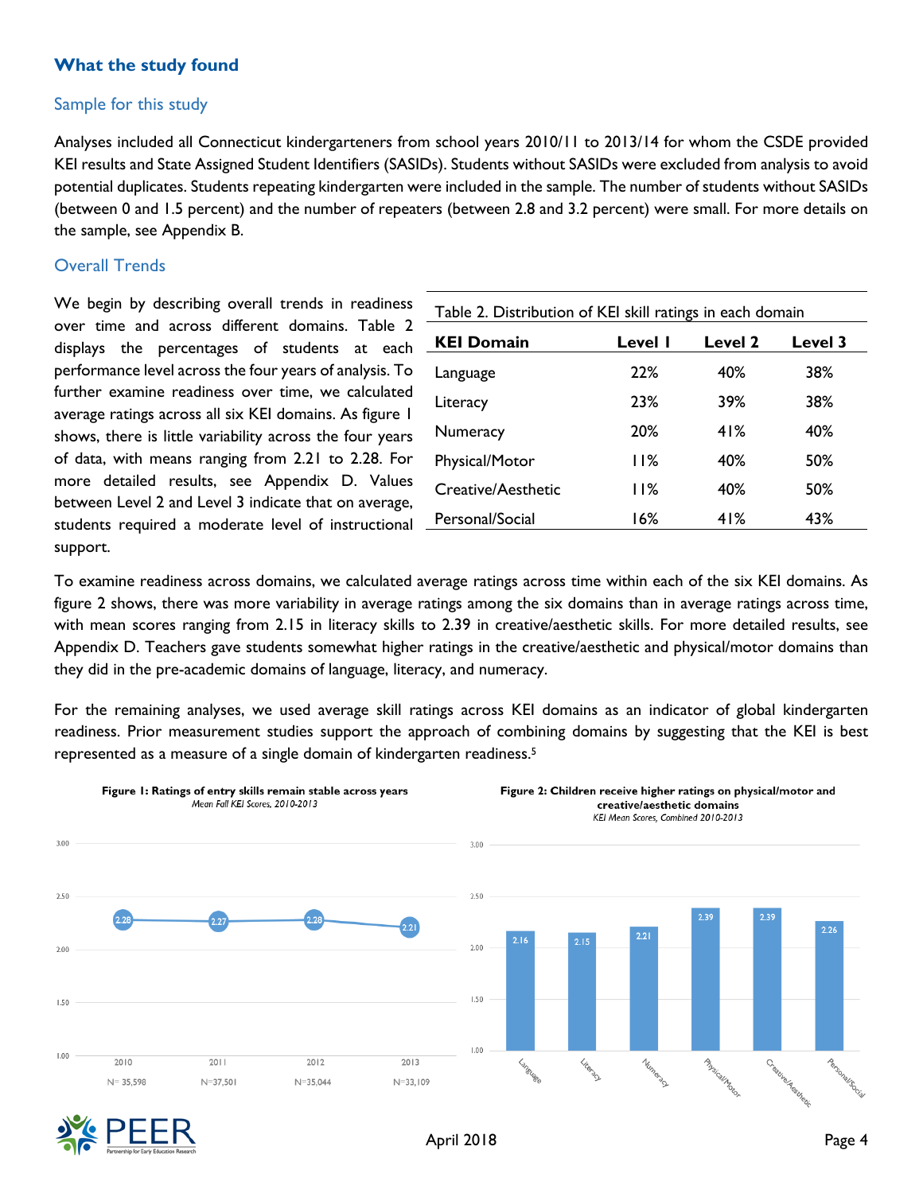## What the study found

### Sample for this study

Analyses included all Connecticut kindergarteners from school years 2010/11 to 2013/14 for whom the CSDE provided KEI results and State Assigned Student Identifiers (SASIDs). Students without SASIDs were excluded from analysis to avoid potential duplicates. Students repeating kindergarten were included in the sample. The number of students without SASIDs (between 0 and 1.5 percent) and the number of repeaters (between 2.8 and 3.2 percent) were small. For more details on the sample, see Appendix B.

### Overall Trends

We begin by describing overall trends in readiness over time and across different domains. Table 2 displays the percentages of students at each performance level across the four years of analysis. To further examine readiness over time, we calculated average ratings across all six KEI domains. As figure 1 shows, there is little variability across the four years of data, with means ranging from 2.21 to 2.28. For more detailed results, see Appendix D. Values between Level 2 and Level 3 indicate that on average, students required a moderate level of instructional support.

Table 2. Distribution of KEI skill ratings in each domain

| KEI Domain | Level 1 | Level 2 | Level 3 |
|---|---|---|---|
| Language | 22% | 40% | 38% |
| Literacy | 23% | 39% | 38% |
| Numeracy | 20% | 41% | 40% |
| Physical/Motor | 11% | 40% | 50% |
| Creative/Aesthetic | 11% | 40% | 50% |
| Personal/Social | 16% | 41% | 43% |

To examine readiness across domains, we calculated average ratings across time within each of the six KEI domains. As figure 2 shows, there was more variability in average ratings among the six domains than in average ratings across time, with mean scores ranging from 2.15 in literacy skills to 2.39 in creative/aesthetic skills. For more detailed results, see Appendix D. Teachers gave students somewhat higher ratings in the creative/aesthetic and physical/motor domains than they did in the pre-academic domains of language, literacy, and numeracy.

For the remaining analyses, we used average skill ratings across KEI domains as an indicator of global kindergarten readiness. Prior measurement studies support the approach of combining domains by suggesting that the KEI is best represented as a measure of a single domain of kindergarten readiness.[5]

**Figure 1: Ratings of entry skills remain stable across years**
*Mean Fall KEI Scores, 2010-2013*

| Year | Mean | N |
|---|---|---|
| 2010 | 2.28 | N= 35,598 |
| 2011 | 2.27 | N=37,501 |
| 2012 | 2.28 | N=35,044 |
| 2013 | 2.21 | N=33,109 |

**Figure 2: Children receive higher ratings on physical/motor and creative/aesthetic domains**
*KEI Mean Scores, Combined 2010-2013*

| Domain | Mean |
|---|---|
| Language | 2.16 |
| Literacy | 2.15 |
| Numeracy | 2.21 |
| Physical/Motor | 2.39 |
| Creative/Aesthetic | 2.39 |
| Personal/Social | 2.26 |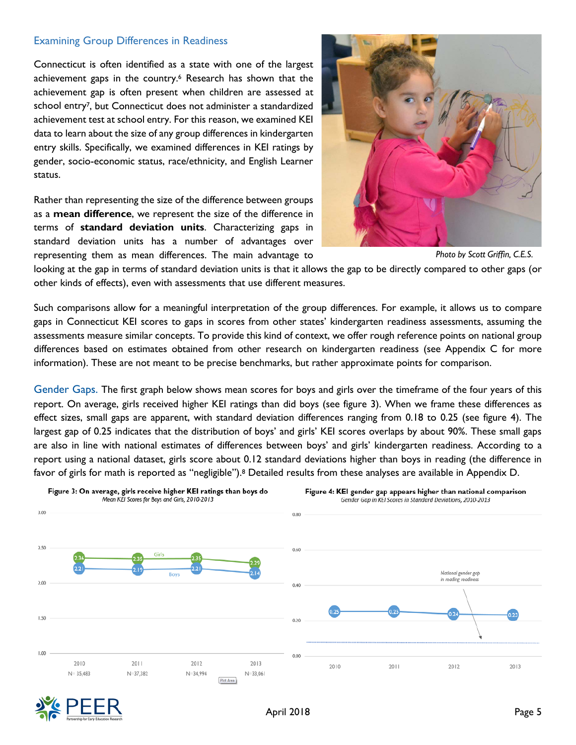## Examining Group Differences in Readiness

Connecticut is often identified as a state with one of the largest achievement gaps in the country.[6] Research has shown that the achievement gap is often present when children are assessed at school entry[7], but Connecticut does not administer a standardized achievement test at school entry. For this reason, we examined KEI data to learn about the size of any group differences in kindergarten entry skills. Specifically, we examined differences in KEI ratings by gender, socio-economic status, race/ethnicity, and English Learner status.

Rather than representing the size of the difference between groups as a **mean difference**, we represent the size of the difference in terms of **standard deviation units**. Characterizing gaps in standard deviation units has a number of advantages over representing them as mean differences. The main advantage to looking at the gap in terms of standard deviation units is that it allows the gap to be directly compared to other gaps (or other kinds of effects), even with assessments that use different measures.

*Photo by Scott Griffin, C.E.S.*

Such comparisons allow for a meaningful interpretation of the group differences. For example, it allows us to compare gaps in Connecticut KEI scores to gaps in scores from other states' kindergarten readiness assessments, assuming the assessments measure similar concepts. To provide this kind of context, we offer rough reference points on national group differences based on estimates obtained from other research on kindergarten readiness (see Appendix C for more information). These are not meant to be precise benchmarks, but rather approximate points for comparison.

Gender Gaps. The first graph below shows mean scores for boys and girls over the timeframe of the four years of this report. On average, girls received higher KEI ratings than did boys (see figure 3). When we frame these differences as effect sizes, small gaps are apparent, with standard deviation differences ranging from 0.18 to 0.25 (see figure 4). The largest gap of 0.25 indicates that the distribution of boys' and girls' KEI scores overlaps by about 90%. These small gaps are also in line with national estimates of differences between boys' and girls' kindergarten readiness. According to a report using a national dataset, girls score about 0.12 standard deviations higher than boys in reading (the difference in favor of girls for math is reported as "negligible").[8] Detailed results from these analyses are available in Appendix D.

**Figure 3: On average, girls receive higher KEI ratings than boys do**
*Mean KEI Scores for Boys and Girls, 2010-2013*

| | 2010 | 2011 | 2012 | 2013 |
|---|---|---|---|---|
| Girls | 2.36 | 2.35 | 2.35 | 2.29 |
| Boys | 2.21 | 2.19 | 2.21 | 2.14 |
| N | 35,483 | 37,382 | 34,994 | 33,061 |

**Figure 4: KEI gender gap appears higher than national comparison**
*Gender Gap in KEI Scores in Standard Deviations, 2010-2013*

| | 2010 | 2011 | 2012 | 2013 |
|---|---|---|---|---|
| Gender gap | 0.25 | 0.25 | 0.24 | 0.23 |

National gender gap in reading readiness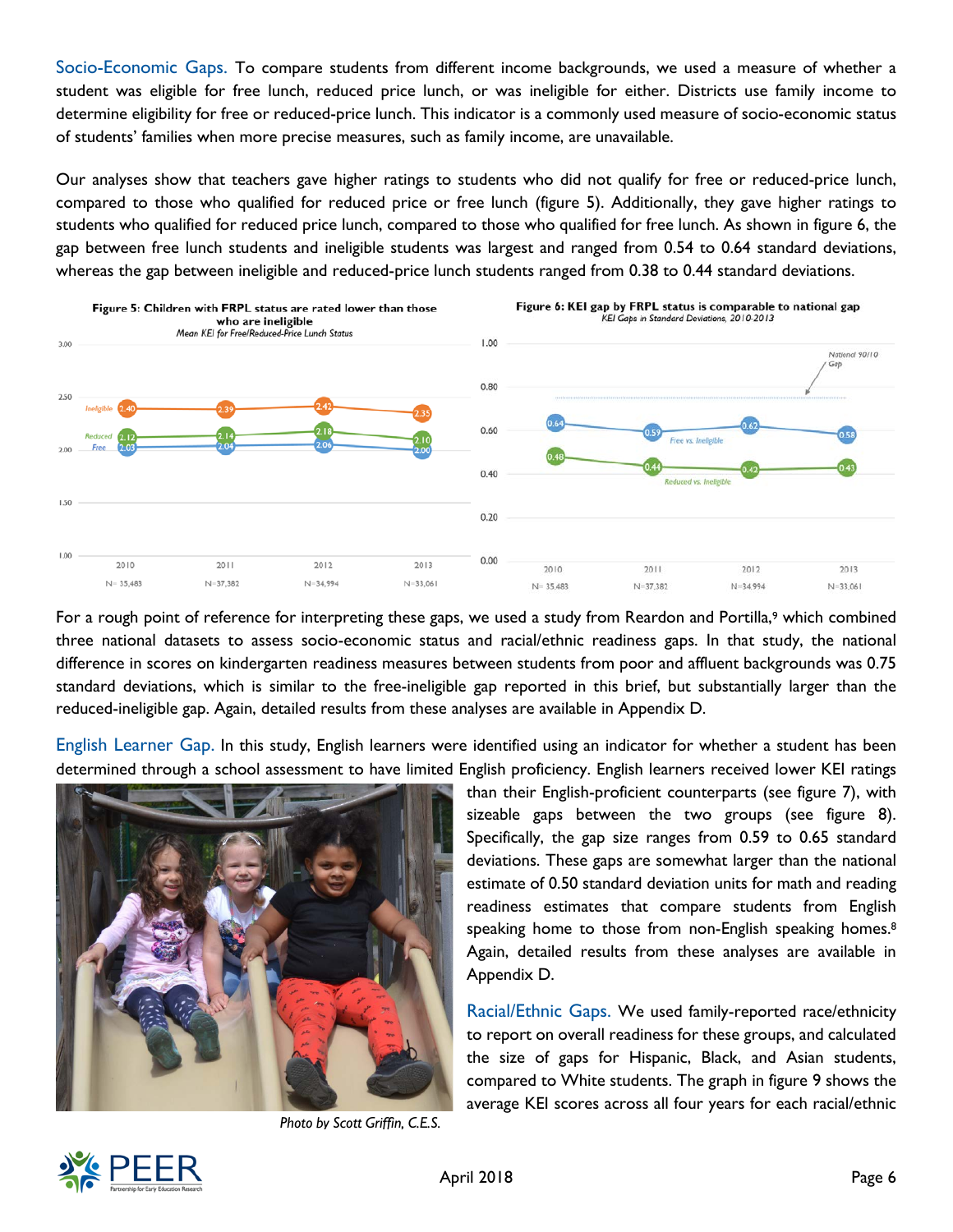Socio-Economic Gaps. To compare students from different income backgrounds, we used a measure of whether a student was eligible for free lunch, reduced price lunch, or was ineligible for either. Districts use family income to determine eligibility for free or reduced-price lunch. This indicator is a commonly used measure of socio-economic status of students' families when more precise measures, such as family income, are unavailable.

Our analyses show that teachers gave higher ratings to students who did not qualify for free or reduced-price lunch, compared to those who qualified for reduced price or free lunch (figure 5). Additionally, they gave higher ratings to students who qualified for reduced price lunch, compared to those who qualified for free lunch. As shown in figure 6, the gap between free lunch students and ineligible students was largest and ranged from 0.54 to 0.64 standard deviations, whereas the gap between ineligible and reduced-price lunch students ranged from 0.38 to 0.44 standard deviations.

**Figure 5: Children with FRPL status are rated lower than those who are ineligible**
*Mean KEI for Free/Reduced-Price Lunch Status*

| | 2010 (N=35,483) | 2011 (N=37,382) | 2012 (N=34,994) | 2013 (N=33,061) |
|---|---|---|---|---|
| Ineligible | 2.40 | 2.39 | 2.42 | 2.35 |
| Reduced | 2.12 | 2.14 | 2.18 | 2.10 |
| Free | 2.03 | 2.04 | 2.06 | 2.00 |

**Figure 6: KEI gap by FRPL status is comparable to national gap**
*KEI Gaps in Standard Deviations, 2010-2013*

| | 2010 (N=35,483) | 2011 (N=37,382) | 2012 (N=34,994) | 2013 (N=33,061) |
|---|---|---|---|---|
| Free vs. Ineligible | 0.64 | 0.59 | 0.62 | 0.58 |
| Reduced vs. Ineligible | 0.48 | 0.44 | 0.42 | 0.43 |

National 90/10 Gap

For a rough point of reference for interpreting these gaps, we used a study from Reardon and Portilla,[9] which combined three national datasets to assess socio-economic status and racial/ethnic readiness gaps. In that study, the national difference in scores on kindergarten readiness measures between students from poor and affluent backgrounds was 0.75 standard deviations, which is similar to the free-ineligible gap reported in this brief, but substantially larger than the reduced-ineligible gap. Again, detailed results from these analyses are available in Appendix D.

English Learner Gap. In this study, English learners were identified using an indicator for whether a student has been determined through a school assessment to have limited English proficiency. English learners received lower KEI ratings than their English-proficient counterparts (see figure 7), with sizeable gaps between the two groups (see figure 8). Specifically, the gap size ranges from 0.59 to 0.65 standard deviations. These gaps are somewhat larger than the national estimate of 0.50 standard deviation units for math and reading readiness estimates that compare students from English speaking home to those from non-English speaking homes.[8] Again, detailed results from these analyses are available in Appendix D.

*Photo by Scott Griffin, C.E.S.*

Racial/Ethnic Gaps. We used family-reported race/ethnicity to report on overall readiness for these groups, and calculated the size of gaps for Hispanic, Black, and Asian students, compared to White students. The graph in figure 9 shows the average KEI scores across all four years for each racial/ethnic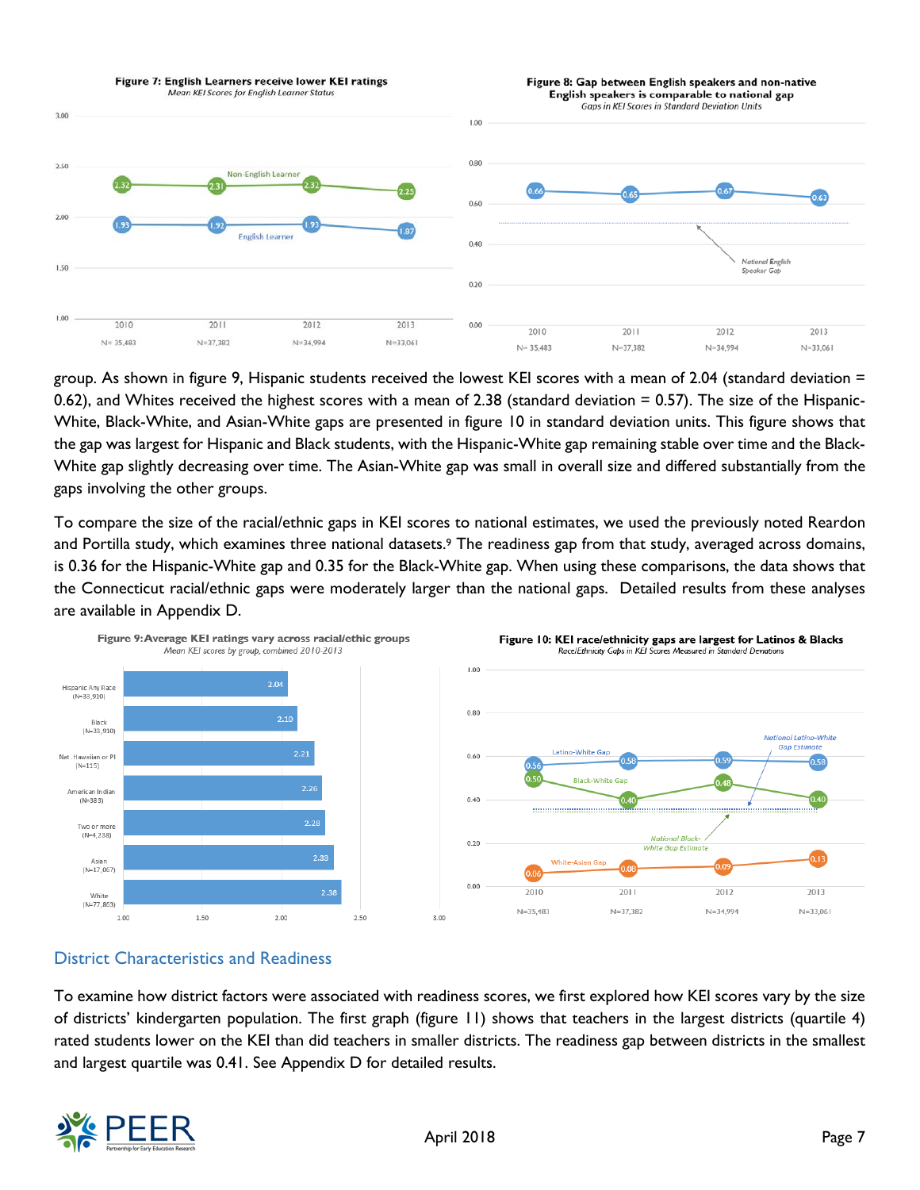**Figure 7: English Learners receive lower KEI ratings**
*Mean KEI Scores for English Learner Status*

| | 2010 (N=35,483) | 2011 (N=37,382) | 2012 (N=34,994) | 2013 (N=33,061) |
|---|---|---|---|---|
| Non-English Learner | 2.32 | 2.31 | 2.32 | 2.25 |
| English Learner | 1.93 | 1.92 | 1.93 | 1.87 |

**Figure 8: Gap between English speakers and non-native English speakers is comparable to national gap**
*Gaps in KEI Scores in Standard Deviation Units*

| | 2010 (N=35,483) | 2011 (N=37,382) | 2012 (N=34,994) | 2013 (N=33,061) |
|---|---|---|---|---|
| Gap | 0.66 | 0.65 | 0.67 | 0.63 |

National English Speaker Gap

group. As shown in figure 9, Hispanic students received the lowest KEI scores with a mean of 2.04 (standard deviation = 0.62), and Whites received the highest scores with a mean of 2.38 (standard deviation = 0.57). The size of the Hispanic-White, Black-White, and Asian-White gaps are presented in figure 10 in standard deviation units. This figure shows that the gap was largest for Hispanic and Black students, with the Hispanic-White gap remaining stable over time and the Black-White gap slightly decreasing over time. The Asian-White gap was small in overall size and differed substantially from the gaps involving the other groups.

To compare the size of the racial/ethnic gaps in KEI scores to national estimates, we used the previously noted Reardon and Portilla study, which examines three national datasets.[9] The readiness gap from that study, averaged across domains, is 0.36 for the Hispanic-White gap and 0.35 for the Black-White gap. When using these comparisons, the data shows that the Connecticut racial/ethnic gaps were moderately larger than the national gaps. Detailed results from these analyses are available in Appendix D.

**Figure 9: Average KEI ratings vary across racial/ethic groups**
*Mean KEI scores by group, combined 2010-2013*

| Group | Mean KEI |
|---|---|
| Hispanic Any Race (N=33,910) | 2.04 |
| Black (N=33,910) | 2.10 |
| Nat. Hawaiian or PI (N=115) | 2.21 |
| American Indian (N=383) | 2.26 |
| Two or more (N=4,238) | 2.28 |
| Asian (N=17,067) | 2.33 |
| White (N=77,863) | 2.38 |

**Figure 10: KEI race/ethnicity gaps are largest for Latinos & Blacks**
*Race/Ethnicity Gaps in KEI Scores Measured in Standard Deviations*

| | 2010 (N=35,483) | 2011 (N=37,382) | 2012 (N=34,994) | 2013 (N=33,061) |
|---|---|---|---|---|
| Latino-White Gap | 0.56 | 0.58 | 0.59 | 0.58 |
| Black-White Gap | 0.50 | 0.40 | 0.48 | 0.40 |
| White-Asian Gap | 0.06 | 0.08 | 0.09 | 0.13 |

National Latino-White Gap Estimate; National Black-White Gap Estimate

## District Characteristics and Readiness

To examine how district factors were associated with readiness scores, we first explored how KEI scores vary by the size of districts' kindergarten population. The first graph (figure 11) shows that teachers in the largest districts (quartile 4) rated students lower on the KEI than did teachers in smaller districts. The readiness gap between districts in the smallest and largest quartile was 0.41. See Appendix D for detailed results.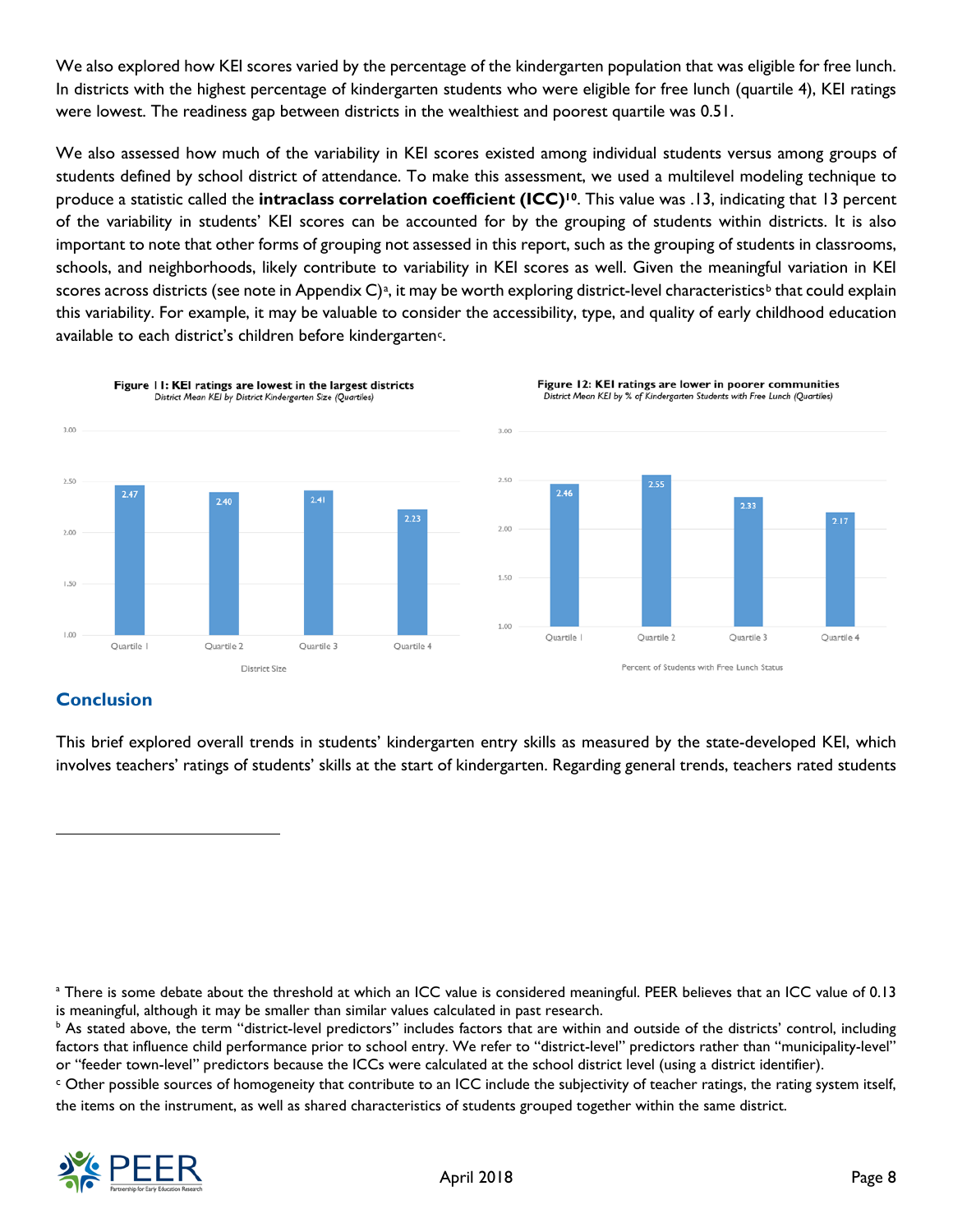We also explored how KEI scores varied by the percentage of the kindergarten population that was eligible for free lunch. In districts with the highest percentage of kindergarten students who were eligible for free lunch (quartile 4), KEI ratings were lowest. The readiness gap between districts in the wealthiest and poorest quartile was 0.51.

We also assessed how much of the variability in KEI scores existed among individual students versus among groups of students defined by school district of attendance. To make this assessment, we used a multilevel modeling technique to produce a statistic called the **intraclass correlation coefficient (ICC)**[10]. This value was .13, indicating that 13 percent of the variability in students' KEI scores can be accounted for by the grouping of students within districts. It is also important to note that other forms of grouping not assessed in this report, such as the grouping of students in classrooms, schools, and neighborhoods, likely contribute to variability in KEI scores as well. Given the meaningful variation in KEI scores across districts (see note in Appendix C)[a], it may be worth exploring district-level characteristics[b] that could explain this variability. For example, it may be valuable to consider the accessibility, type, and quality of early childhood education available to each district's children before kindergarten[c].

**Figure 11: KEI ratings are lowest in the largest districts**
*District Mean KEI by District Kindergarten Size (Quartiles)*

| District Size | Mean KEI |
|---|---|
| Quartile 1 | 2.47 |
| Quartile 2 | 2.40 |
| Quartile 3 | 2.41 |
| Quartile 4 | 2.23 |

**Figure 12: KEI ratings are lower in poorer communities**
*District Mean KEI by % of Kindergarten Students with Free Lunch (Quartiles)*

| Percent of Students with Free Lunch Status | Mean KEI |
|---|---|
| Quartile 1 | 2.46 |
| Quartile 2 | 2.55 |
| Quartile 3 | 2.33 |
| Quartile 4 | 2.17 |

## Conclusion

This brief explored overall trends in students' kindergarten entry skills as measured by the state-developed KEI, which involves teachers' ratings of students' skills at the start of kindergarten. Regarding general trends, teachers rated students

---

[a] There is some debate about the threshold at which an ICC value is considered meaningful. PEER believes that an ICC value of 0.13 is meaningful, although it may be smaller than similar values calculated in past research.

[b] As stated above, the term "district-level predictors" includes factors that are within and outside of the districts' control, including factors that influence child performance prior to school entry. We refer to "district-level" predictors rather than "municipality-level" or "feeder town-level" predictors because the ICCs were calculated at the school district level (using a district identifier).

[c] Other possible sources of homogeneity that contribute to an ICC include the subjectivity of teacher ratings, the rating system itself, the items on the instrument, as well as shared characteristics of students grouped together within the same district.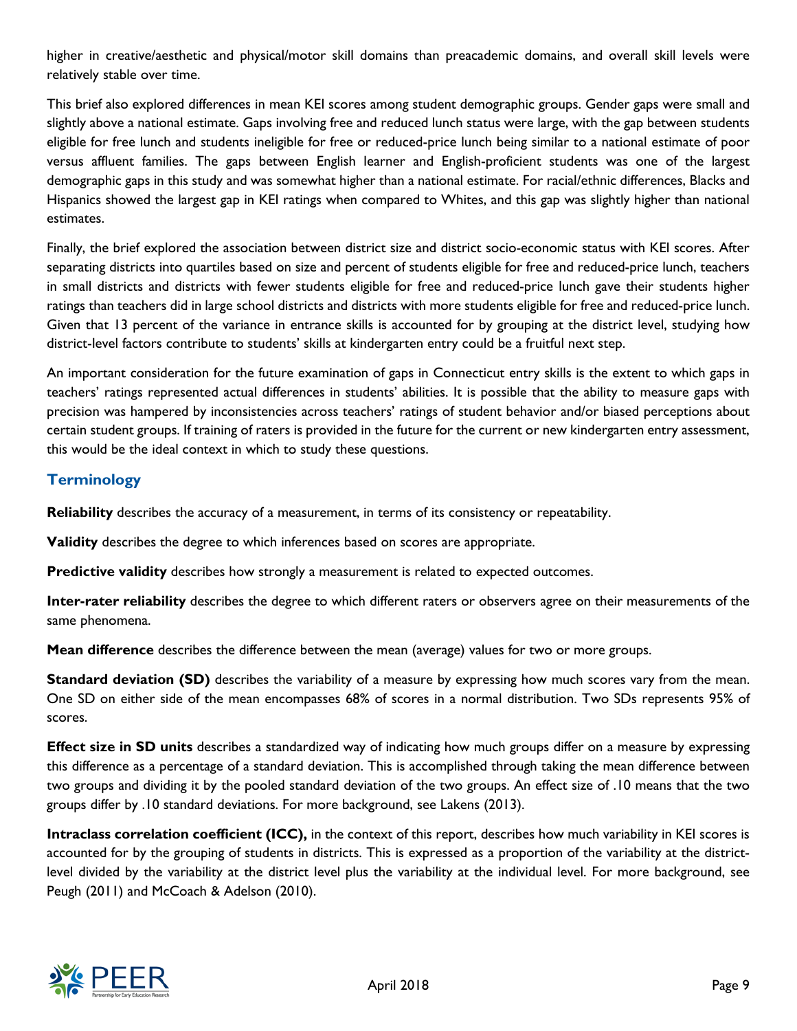higher in creative/aesthetic and physical/motor skill domains than preacademic domains, and overall skill levels were relatively stable over time.

This brief also explored differences in mean KEI scores among student demographic groups. Gender gaps were small and slightly above a national estimate. Gaps involving free and reduced lunch status were large, with the gap between students eligible for free lunch and students ineligible for free or reduced-price lunch being similar to a national estimate of poor versus affluent families. The gaps between English learner and English-proficient students was one of the largest demographic gaps in this study and was somewhat higher than a national estimate. For racial/ethnic differences, Blacks and Hispanics showed the largest gap in KEI ratings when compared to Whites, and this gap was slightly higher than national estimates.

Finally, the brief explored the association between district size and district socio-economic status with KEI scores. After separating districts into quartiles based on size and percent of students eligible for free and reduced-price lunch, teachers in small districts and districts with fewer students eligible for free and reduced-price lunch gave their students higher ratings than teachers did in large school districts and districts with more students eligible for free and reduced-price lunch. Given that 13 percent of the variance in entrance skills is accounted for by grouping at the district level, studying how district-level factors contribute to students' skills at kindergarten entry could be a fruitful next step.

An important consideration for the future examination of gaps in Connecticut entry skills is the extent to which gaps in teachers' ratings represented actual differences in students' abilities. It is possible that the ability to measure gaps with precision was hampered by inconsistencies across teachers' ratings of student behavior and/or biased perceptions about certain student groups. If training of raters is provided in the future for the current or new kindergarten entry assessment, this would be the ideal context in which to study these questions.

## Terminology

**Reliability** describes the accuracy of a measurement, in terms of its consistency or repeatability.

**Validity** describes the degree to which inferences based on scores are appropriate.

**Predictive validity** describes how strongly a measurement is related to expected outcomes.

**Inter-rater reliability** describes the degree to which different raters or observers agree on their measurements of the same phenomena.

**Mean difference** describes the difference between the mean (average) values for two or more groups.

**Standard deviation (SD)** describes the variability of a measure by expressing how much scores vary from the mean. One SD on either side of the mean encompasses 68% of scores in a normal distribution. Two SDs represents 95% of scores.

**Effect size in SD units** describes a standardized way of indicating how much groups differ on a measure by expressing this difference as a percentage of a standard deviation. This is accomplished through taking the mean difference between two groups and dividing it by the pooled standard deviation of the two groups. An effect size of .10 means that the two groups differ by .10 standard deviations. For more background, see Lakens (2013).

**Intraclass correlation coefficient (ICC),** in the context of this report, describes how much variability in KEI scores is accounted for by the grouping of students in districts. This is expressed as a proportion of the variability at the district-level divided by the variability at the district level plus the variability at the individual level. For more background, see Peugh (2011) and McCoach & Adelson (2010).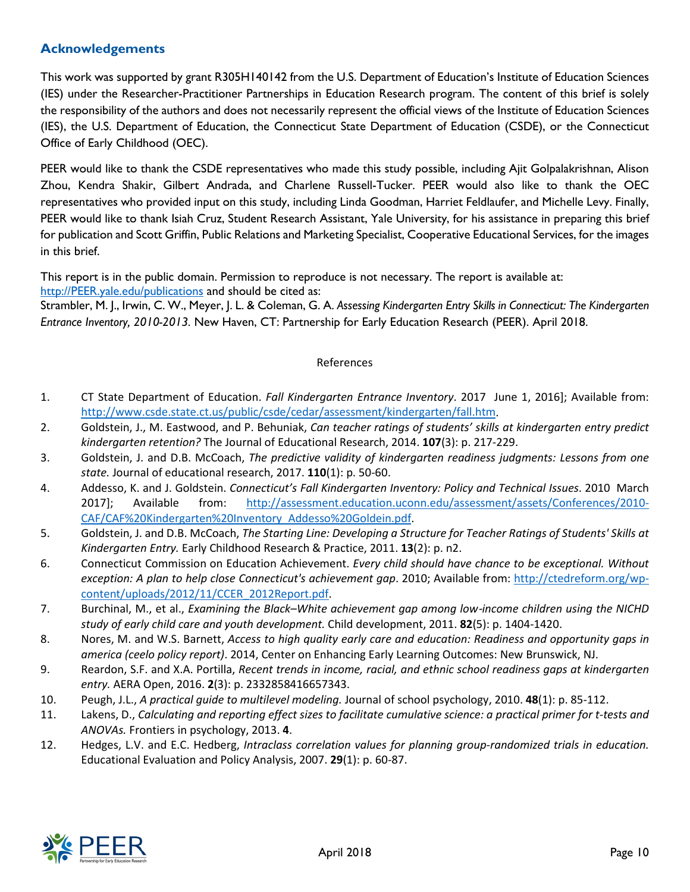## Acknowledgements

This work was supported by grant R305H140142 from the U.S. Department of Education's Institute of Education Sciences (IES) under the Researcher-Practitioner Partnerships in Education Research program. The content of this brief is solely the responsibility of the authors and does not necessarily represent the official views of the Institute of Education Sciences (IES), the U.S. Department of Education, the Connecticut State Department of Education (CSDE), or the Connecticut Office of Early Childhood (OEC).

PEER would like to thank the CSDE representatives who made this study possible, including Ajit Golpalakrishnan, Alison Zhou, Kendra Shakir, Gilbert Andrada, and Charlene Russell-Tucker. PEER would also like to thank the OEC representatives who provided input on this study, including Linda Goodman, Harriet Feldlaufer, and Michelle Levy. Finally, PEER would like to thank Isiah Cruz, Student Research Assistant, Yale University, for his assistance in preparing this brief for publication and Scott Griffin, Public Relations and Marketing Specialist, Cooperative Educational Services, for the images in this brief.

This report is in the public domain. Permission to reproduce is not necessary. The report is available at: http://PEER.yale.edu/publications and should be cited as:
Strambler, M. J., Irwin, C. W., Meyer, J. L. & Coleman, G. A. *Assessing Kindergarten Entry Skills in Connecticut: The Kindergarten Entrance Inventory, 2010-2013.* New Haven, CT: Partnership for Early Education Research (PEER). April 2018.

References

1. CT State Department of Education. *Fall Kindergarten Entrance Inventory*. 2017 June 1, 2016]; Available from: http://www.csde.state.ct.us/public/csde/cedar/assessment/kindergarten/fall.htm.
2. Goldstein, J., M. Eastwood, and P. Behuniak, *Can teacher ratings of students' skills at kindergarten entry predict kindergarten retention?* The Journal of Educational Research, 2014. **107**(3): p. 217-229.
3. Goldstein, J. and D.B. McCoach, *The predictive validity of kindergarten readiness judgments: Lessons from one state.* Journal of educational research, 2017. **110**(1): p. 50-60.
4. Addesso, K. and J. Goldstein. *Connecticut's Fall Kindergarten Inventory: Policy and Technical Issues*. 2010 March 2017]; Available from: http://assessment.education.uconn.edu/assessment/assets/Conferences/2010-CAF/CAF%20Kindergarten%20Inventory_Addesso%20Goldein.pdf.
5. Goldstein, J. and D.B. McCoach, *The Starting Line: Developing a Structure for Teacher Ratings of Students' Skills at Kindergarten Entry.* Early Childhood Research & Practice, 2011. **13**(2): p. n2.
6. Connecticut Commission on Education Achievement. *Every child should have chance to be exceptional. Without exception: A plan to help close Connecticut's achievement gap*. 2010; Available from: http://ctedreform.org/wp-content/uploads/2012/11/CCER_2012Report.pdf.
7. Burchinal, M., et al., *Examining the Black–White achievement gap among low-income children using the NICHD study of early child care and youth development.* Child development, 2011. **82**(5): p. 1404-1420.
8. Nores, M. and W.S. Barnett, *Access to high quality early care and education: Readiness and opportunity gaps in america (ceelo policy report)*. 2014, Center on Enhancing Early Learning Outcomes: New Brunswick, NJ.
9. Reardon, S.F. and X.A. Portilla, *Recent trends in income, racial, and ethnic school readiness gaps at kindergarten entry.* AERA Open, 2016. **2**(3): p. 2332858416657343.
10. Peugh, J.L., *A practical guide to multilevel modeling.* Journal of school psychology, 2010. **48**(1): p. 85-112.
11. Lakens, D., *Calculating and reporting effect sizes to facilitate cumulative science: a practical primer for t-tests and ANOVAs.* Frontiers in psychology, 2013. **4**.
12. Hedges, L.V. and E.C. Hedberg, *Intraclass correlation values for planning group-randomized trials in education.* Educational Evaluation and Policy Analysis, 2007. **29**(1): p. 60-87.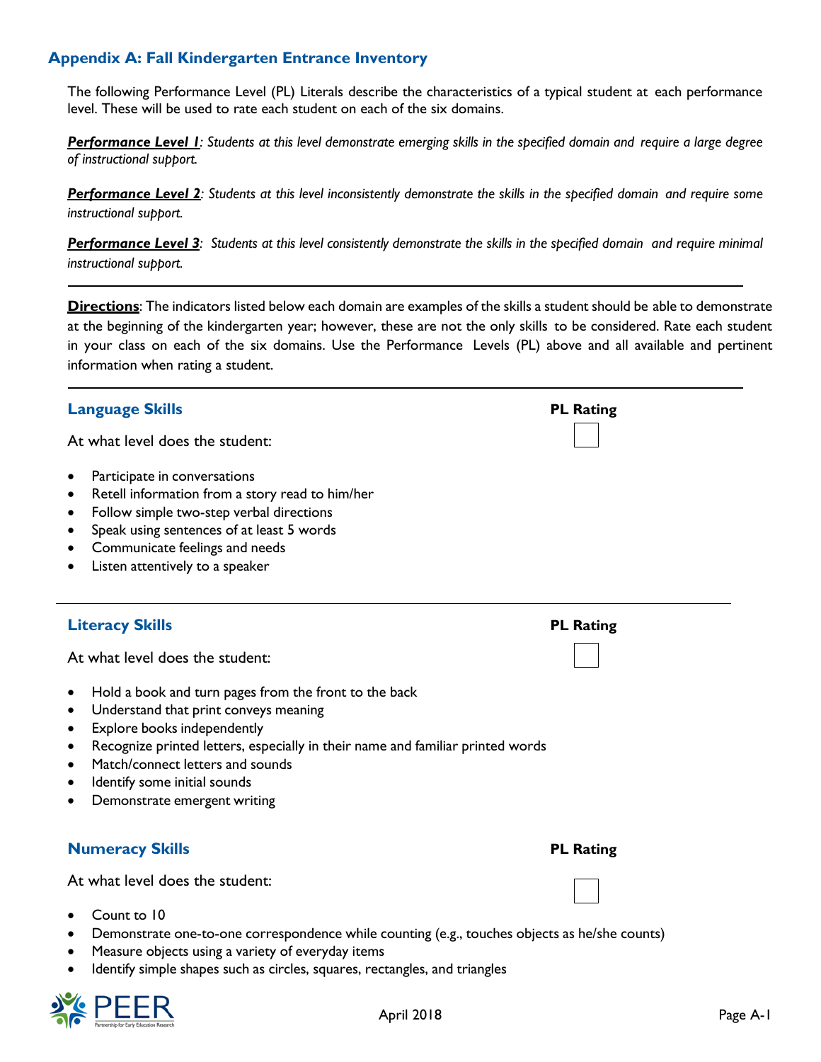## Appendix A: Fall Kindergarten Entrance Inventory

The following Performance Level (PL) Literals describe the characteristics of a typical student at each performance level. These will be used to rate each student on each of the six domains.

***Performance Level 1***: *Students at this level demonstrate emerging skills in the specified domain and require a large degree of instructional support.*

***Performance Level 2***: *Students at this level inconsistently demonstrate the skills in the specified domain and require some instructional support.*

***Performance Level 3***: *Students at this level consistently demonstrate the skills in the specified domain and require minimal instructional support.*

---

**Directions**: The indicators listed below each domain are examples of the skills a student should be able to demonstrate at the beginning of the kindergarten year; however, these are not the only skills to be considered. Rate each student in your class on each of the six domains. Use the Performance Levels (PL) above and all available and pertinent information when rating a student.

---

### Language Skills

**PL Rating** ☐

At what level does the student:

- Participate in conversations
- Retell information from a story read to him/her
- Follow simple two-step verbal directions
- Speak using sentences of at least 5 words
- Communicate feelings and needs
- Listen attentively to a speaker

---

### Literacy Skills

**PL Rating** ☐

At what level does the student:

- Hold a book and turn pages from the front to the back
- Understand that print conveys meaning
- Explore books independently
- Recognize printed letters, especially in their name and familiar printed words
- Match/connect letters and sounds
- Identify some initial sounds
- Demonstrate emergent writing

### Numeracy Skills

**PL Rating** ☐

At what level does the student:

- Count to 10
- Demonstrate one-to-one correspondence while counting (e.g., touches objects as he/she counts)
- Measure objects using a variety of everyday items
- Identify simple shapes such as circles, squares, rectangles, and triangles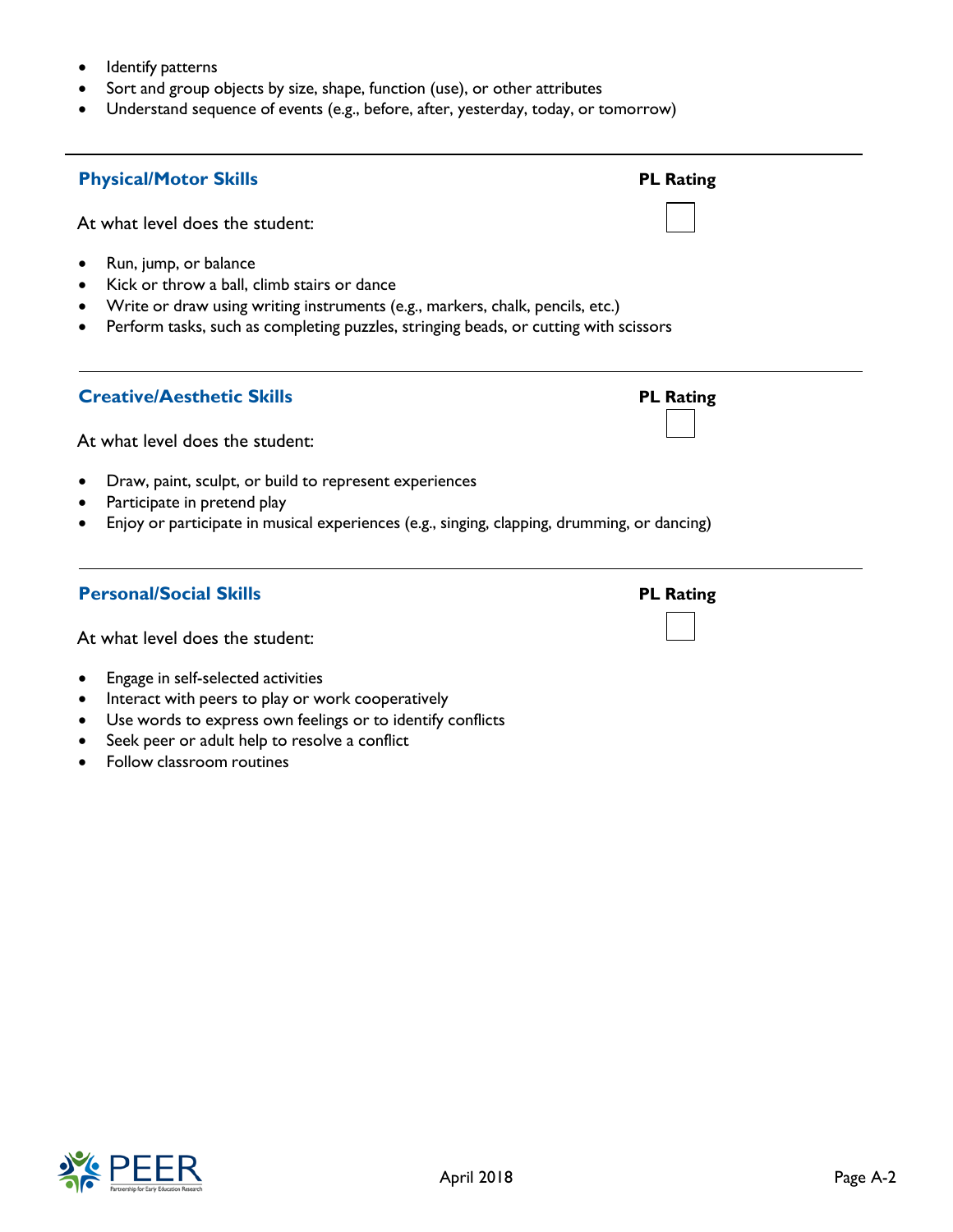- Identify patterns
- Sort and group objects by size, shape, function (use), or other attributes
- Understand sequence of events (e.g., before, after, yesterday, today, or tomorrow)

---

### Physical/Motor Skills

**PL Rating** ☐

At what level does the student:

- Run, jump, or balance
- Kick or throw a ball, climb stairs or dance
- Write or draw using writing instruments (e.g., markers, chalk, pencils, etc.)
- Perform tasks, such as completing puzzles, stringing beads, or cutting with scissors

---

### Creative/Aesthetic Skills

**PL Rating** ☐

At what level does the student:

- Draw, paint, sculpt, or build to represent experiences
- Participate in pretend play
- Enjoy or participate in musical experiences (e.g., singing, clapping, drumming, or dancing)

---

### Personal/Social Skills

**PL Rating** ☐

At what level does the student:

- Engage in self-selected activities
- Interact with peers to play or work cooperatively
- Use words to express own feelings or to identify conflicts
- Seek peer or adult help to resolve a conflict
- Follow classroom routines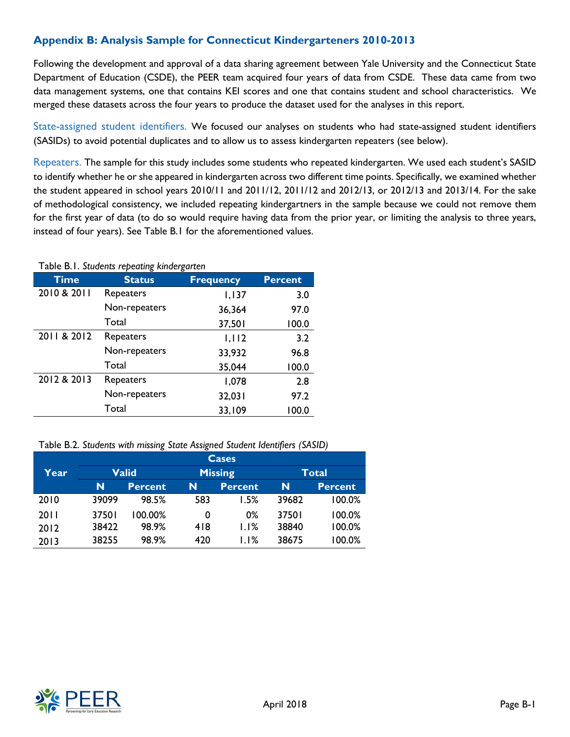## Appendix B: Analysis Sample for Connecticut Kindergarteners 2010-2013

Following the development and approval of a data sharing agreement between Yale University and the Connecticut State Department of Education (CSDE), the PEER team acquired four years of data from CSDE. These data came from two data management systems, one that contains KEI scores and one that contains student and school characteristics. We merged these datasets across the four years to produce the dataset used for the analyses in this report.

State-assigned student identifiers. We focused our analyses on students who had state-assigned student identifiers (SASIDs) to avoid potential duplicates and to allow us to assess kindergarten repeaters (see below).

Repeaters. The sample for this study includes some students who repeated kindergarten. We used each student's SASID to identify whether he or she appeared in kindergarten across two different time points. Specifically, we examined whether the student appeared in school years 2010/11 and 2011/12, 2011/12 and 2012/13, or 2012/13 and 2013/14. For the sake of methodological consistency, we included repeating kindergartners in the sample because we could not remove them for the first year of data (to do so would require having data from the prior year, or limiting the analysis to three years, instead of four years). See Table B.1 for the aforementioned values.

Table B.1. *Students repeating kindergarten*

| Time | Status | Frequency | Percent |
|---|---|---|---|
| 2010 & 2011 | Repeaters | 1,137 | 3.0 |
| | Non-repeaters | 36,364 | 97.0 |
| | Total | 37,501 | 100.0 |
| 2011 & 2012 | Repeaters | 1,112 | 3.2 |
| | Non-repeaters | 33,932 | 96.8 |
| | Total | 35,044 | 100.0 |
| 2012 & 2013 | Repeaters | 1,078 | 2.8 |
| | Non-repeaters | 32,031 | 97.2 |
| | Total | 33,109 | 100.0 |

Table B.2. *Students with missing State Assigned Student Identifiers (SASID)*

| Year | Cases | | | | | |
|---|---|---|---|---|---|---|
| | Valid | | Missing | | Total | |
| | N | Percent | N | Percent | N | Percent |
| 2010 | 39099 | 98.5% | 583 | 1.5% | 39682 | 100.0% |
| 2011 | 37501 | 100.00% | 0 | 0% | 37501 | 100.0% |
| 2012 | 38422 | 98.9% | 418 | 1.1% | 38840 | 100.0% |
| 2013 | 38255 | 98.9% | 420 | 1.1% | 38675 | 100.0% |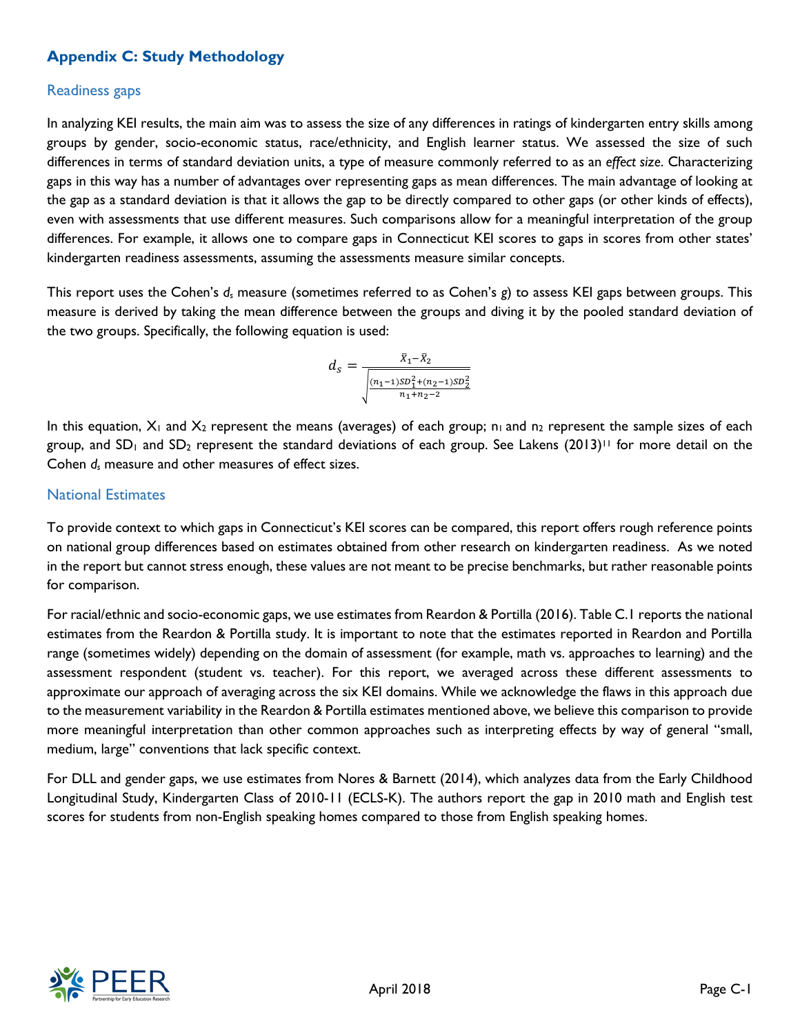## Appendix C: Study Methodology

### Readiness gaps

In analyzing KEI results, the main aim was to assess the size of any differences in ratings of kindergarten entry skills among groups by gender, socio-economic status, race/ethnicity, and English learner status. We assessed the size of such differences in terms of standard deviation units, a type of measure commonly referred to as an *effect size*. Characterizing gaps in this way has a number of advantages over representing gaps as mean differences. The main advantage of looking at the gap as a standard deviation is that it allows the gap to be directly compared to other gaps (or other kinds of effects), even with assessments that use different measures. Such comparisons allow for a meaningful interpretation of the group differences. For example, it allows one to compare gaps in Connecticut KEI scores to gaps in scores from other states' kindergarten readiness assessments, assuming the assessments measure similar concepts.

This report uses the Cohen's $d_s$ measure (sometimes referred to as Cohen's *g*) to assess KEI gaps between groups. This measure is derived by taking the mean difference between the groups and diving it by the pooled standard deviation of the two groups. Specifically, the following equation is used:

$$d_s = \frac{\bar{X}_1 - \bar{X}_2}{\sqrt{\frac{(n_1 - 1)SD_1^2 + (n_2 - 1)SD_2^2}{n_1 + n_2 - 2}}}$$

In this equation, $X_1$ and $X_2$ represent the means (averages) of each group; $n_1$ and $n_2$ represent the sample sizes of each group, and $SD_1$ and $SD_2$ represent the standard deviations of each group. See Lakens (2013)[11] for more detail on the Cohen $d_s$ measure and other measures of effect sizes.

### National Estimates

To provide context to which gaps in Connecticut's KEI scores can be compared, this report offers rough reference points on national group differences based on estimates obtained from other research on kindergarten readiness. As we noted in the report but cannot stress enough, these values are not meant to be precise benchmarks, but rather reasonable points for comparison.

For racial/ethnic and socio-economic gaps, we use estimates from Reardon & Portilla (2016). Table C.1 reports the national estimates from the Reardon & Portilla study. It is important to note that the estimates reported in Reardon and Portilla range (sometimes widely) depending on the domain of assessment (for example, math vs. approaches to learning) and the assessment respondent (student vs. teacher). For this report, we averaged across these different assessments to approximate our approach of averaging across the six KEI domains. While we acknowledge the flaws in this approach due to the measurement variability in the Reardon & Portilla estimates mentioned above, we believe this comparison to provide more meaningful interpretation than other common approaches such as interpreting effects by way of general "small, medium, large" conventions that lack specific context.

For DLL and gender gaps, we use estimates from Nores & Barnett (2014), which analyzes data from the Early Childhood Longitudinal Study, Kindergarten Class of 2010-11 (ECLS-K). The authors report the gap in 2010 math and English test scores for students from non-English speaking homes compared to those from English speaking homes.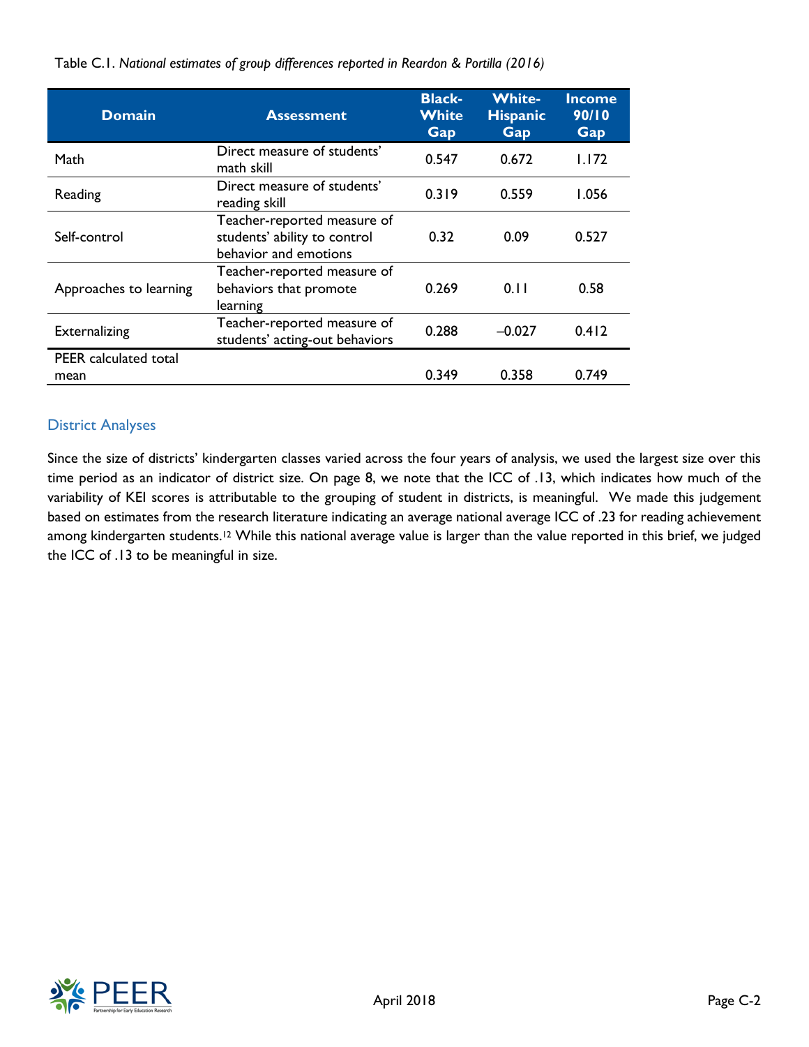Table C.1. *National estimates of group differences reported in Reardon & Portilla (2016)*

| Domain | Assessment | Black-White Gap | White-Hispanic Gap | Income 90/10 Gap |
|---|---|---|---|---|
| Math | Direct measure of students' math skill | 0.547 | 0.672 | 1.172 |
| Reading | Direct measure of students' reading skill | 0.319 | 0.559 | 1.056 |
| Self-control | Teacher-reported measure of students' ability to control behavior and emotions | 0.32 | 0.09 | 0.527 |
| Approaches to learning | Teacher-reported measure of behaviors that promote learning | 0.269 | 0.11 | 0.58 |
| Externalizing | Teacher-reported measure of students' acting-out behaviors | 0.288 | –0.027 | 0.412 |
| PEER calculated total mean | | 0.349 | 0.358 | 0.749 |

## District Analyses

Since the size of districts' kindergarten classes varied across the four years of analysis, we used the largest size over this time period as an indicator of district size. On page 8, we note that the ICC of .13, which indicates how much of the variability of KEI scores is attributable to the grouping of student in districts, is meaningful. We made this judgement based on estimates from the research literature indicating an average national average ICC of .23 for reading achievement among kindergarten students.[12] While this national average value is larger than the value reported in this brief, we judged the ICC of .13 to be meaningful in size.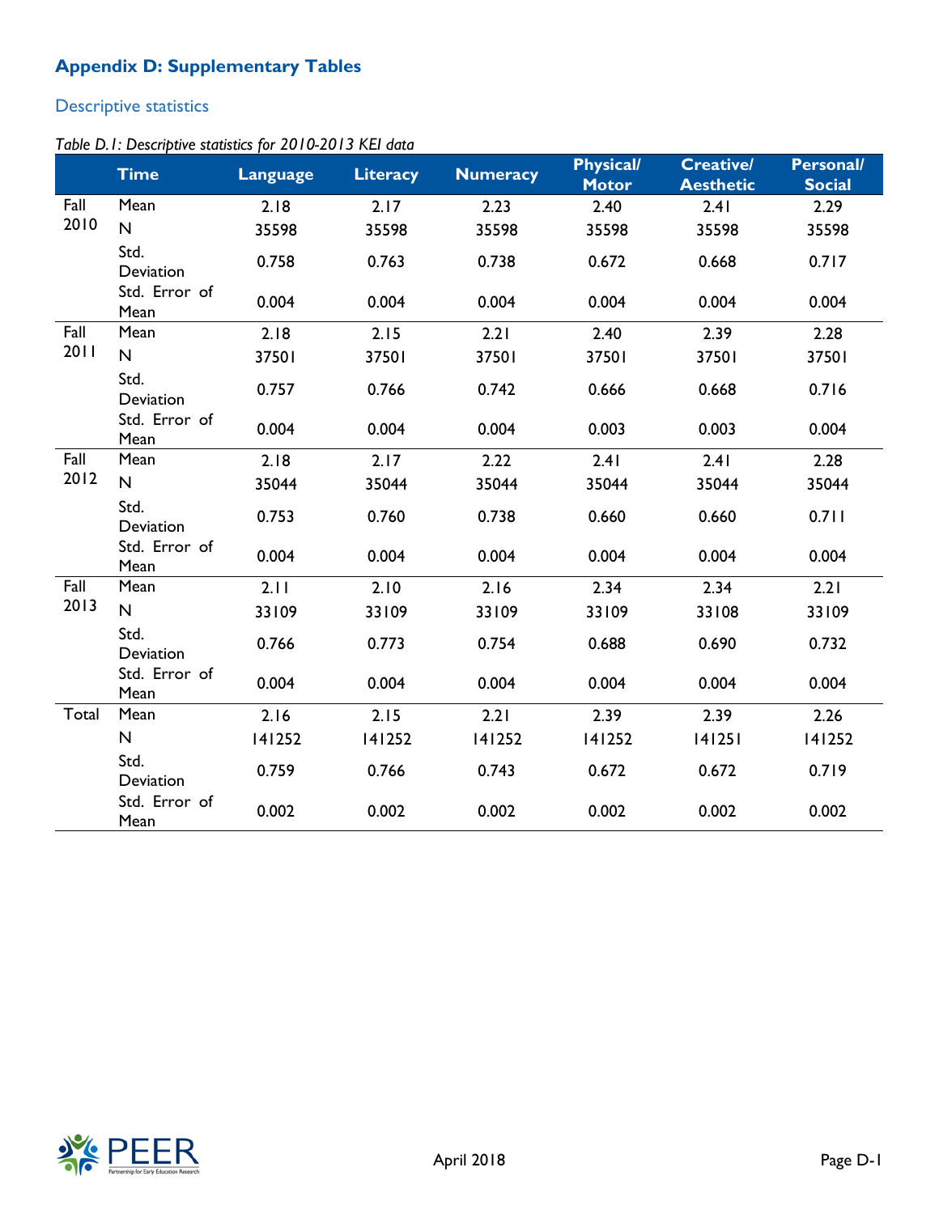# Appendix D: Supplementary Tables

## Descriptive statistics

*Table D.1: Descriptive statistics for 2010-2013 KEI data*

| | Time | Language | Literacy | Numeracy | Physical/ Motor | Creative/ Aesthetic | Personal/ Social |
|---|---|---|---|---|---|---|---|
| Fall 2010 | Mean | 2.18 | 2.17 | 2.23 | 2.40 | 2.41 | 2.29 |
| | N | 35598 | 35598 | 35598 | 35598 | 35598 | 35598 |
| | Std. Deviation | 0.758 | 0.763 | 0.738 | 0.672 | 0.668 | 0.717 |
| | Std. Error of Mean | 0.004 | 0.004 | 0.004 | 0.004 | 0.004 | 0.004 |
| Fall 2011 | Mean | 2.18 | 2.15 | 2.21 | 2.40 | 2.39 | 2.28 |
| | N | 37501 | 37501 | 37501 | 37501 | 37501 | 37501 |
| | Std. Deviation | 0.757 | 0.766 | 0.742 | 0.666 | 0.668 | 0.716 |
| | Std. Error of Mean | 0.004 | 0.004 | 0.004 | 0.003 | 0.003 | 0.004 |
| Fall 2012 | Mean | 2.18 | 2.17 | 2.22 | 2.41 | 2.41 | 2.28 |
| | N | 35044 | 35044 | 35044 | 35044 | 35044 | 35044 |
| | Std. Deviation | 0.753 | 0.760 | 0.738 | 0.660 | 0.660 | 0.711 |
| | Std. Error of Mean | 0.004 | 0.004 | 0.004 | 0.004 | 0.004 | 0.004 |
| Fall 2013 | Mean | 2.11 | 2.10 | 2.16 | 2.34 | 2.34 | 2.21 |
| | N | 33109 | 33109 | 33109 | 33109 | 33108 | 33109 |
| | Std. Deviation | 0.766 | 0.773 | 0.754 | 0.688 | 0.690 | 0.732 |
| | Std. Error of Mean | 0.004 | 0.004 | 0.004 | 0.004 | 0.004 | 0.004 |
| Total | Mean | 2.16 | 2.15 | 2.21 | 2.39 | 2.39 | 2.26 |
| | N | 141252 | 141252 | 141252 | 141252 | 141251 | 141252 |
| | Std. Deviation | 0.759 | 0.766 | 0.743 | 0.672 | 0.672 | 0.719 |
| | Std. Error of Mean | 0.002 | 0.002 | 0.002 | 0.002 | 0.002 | 0.002 |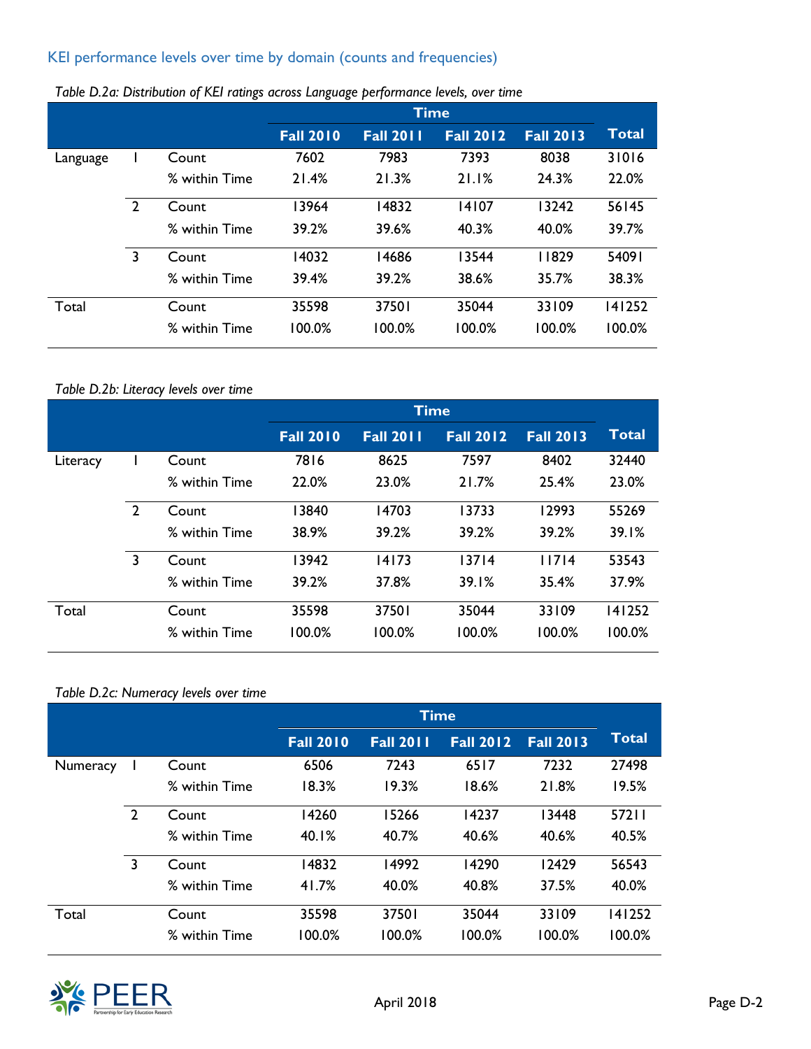## KEI performance levels over time by domain (counts and frequencies)

*Table D.2a: Distribution of KEI ratings across Language performance levels, over time*

| | | | Time | | | | Total |
|---|---|---|---|---|---|---|---|
| | | | Fall 2010 | Fall 2011 | Fall 2012 | Fall 2013 | |
| Language | 1 | Count | 7602 | 7983 | 7393 | 8038 | 31016 |
| | | % within Time | 21.4% | 21.3% | 21.1% | 24.3% | 22.0% |
| | 2 | Count | 13964 | 14832 | 14107 | 13242 | 56145 |
| | | % within Time | 39.2% | 39.6% | 40.3% | 40.0% | 39.7% |
| | 3 | Count | 14032 | 14686 | 13544 | 11829 | 54091 |
| | | % within Time | 39.4% | 39.2% | 38.6% | 35.7% | 38.3% |
| Total | | Count | 35598 | 37501 | 35044 | 33109 | 141252 |
| | | % within Time | 100.0% | 100.0% | 100.0% | 100.0% | 100.0% |

*Table D.2b: Literacy levels over time*

| | | | Time | | | | Total |
|---|---|---|---|---|---|---|---|
| | | | Fall 2010 | Fall 2011 | Fall 2012 | Fall 2013 | |
| Literacy | 1 | Count | 7816 | 8625 | 7597 | 8402 | 32440 |
| | | % within Time | 22.0% | 23.0% | 21.7% | 25.4% | 23.0% |
| | 2 | Count | 13840 | 14703 | 13733 | 12993 | 55269 |
| | | % within Time | 38.9% | 39.2% | 39.2% | 39.2% | 39.1% |
| | 3 | Count | 13942 | 14173 | 13714 | 11714 | 53543 |
| | | % within Time | 39.2% | 37.8% | 39.1% | 35.4% | 37.9% |
| Total | | Count | 35598 | 37501 | 35044 | 33109 | 141252 |
| | | % within Time | 100.0% | 100.0% | 100.0% | 100.0% | 100.0% |

*Table D.2c: Numeracy levels over time*

| | | | Time | | | | Total |
|---|---|---|---|---|---|---|---|
| | | | Fall 2010 | Fall 2011 | Fall 2012 | Fall 2013 | |
| Numeracy | 1 | Count | 6506 | 7243 | 6517 | 7232 | 27498 |
| | | % within Time | 18.3% | 19.3% | 18.6% | 21.8% | 19.5% |
| | 2 | Count | 14260 | 15266 | 14237 | 13448 | 57211 |
| | | % within Time | 40.1% | 40.7% | 40.6% | 40.6% | 40.5% |
| | 3 | Count | 14832 | 14992 | 14290 | 12429 | 56543 |
| | | % within Time | 41.7% | 40.0% | 40.8% | 37.5% | 40.0% |
| Total | | Count | 35598 | 37501 | 35044 | 33109 | 141252 |
| | | % within Time | 100.0% | 100.0% | 100.0% | 100.0% | 100.0% |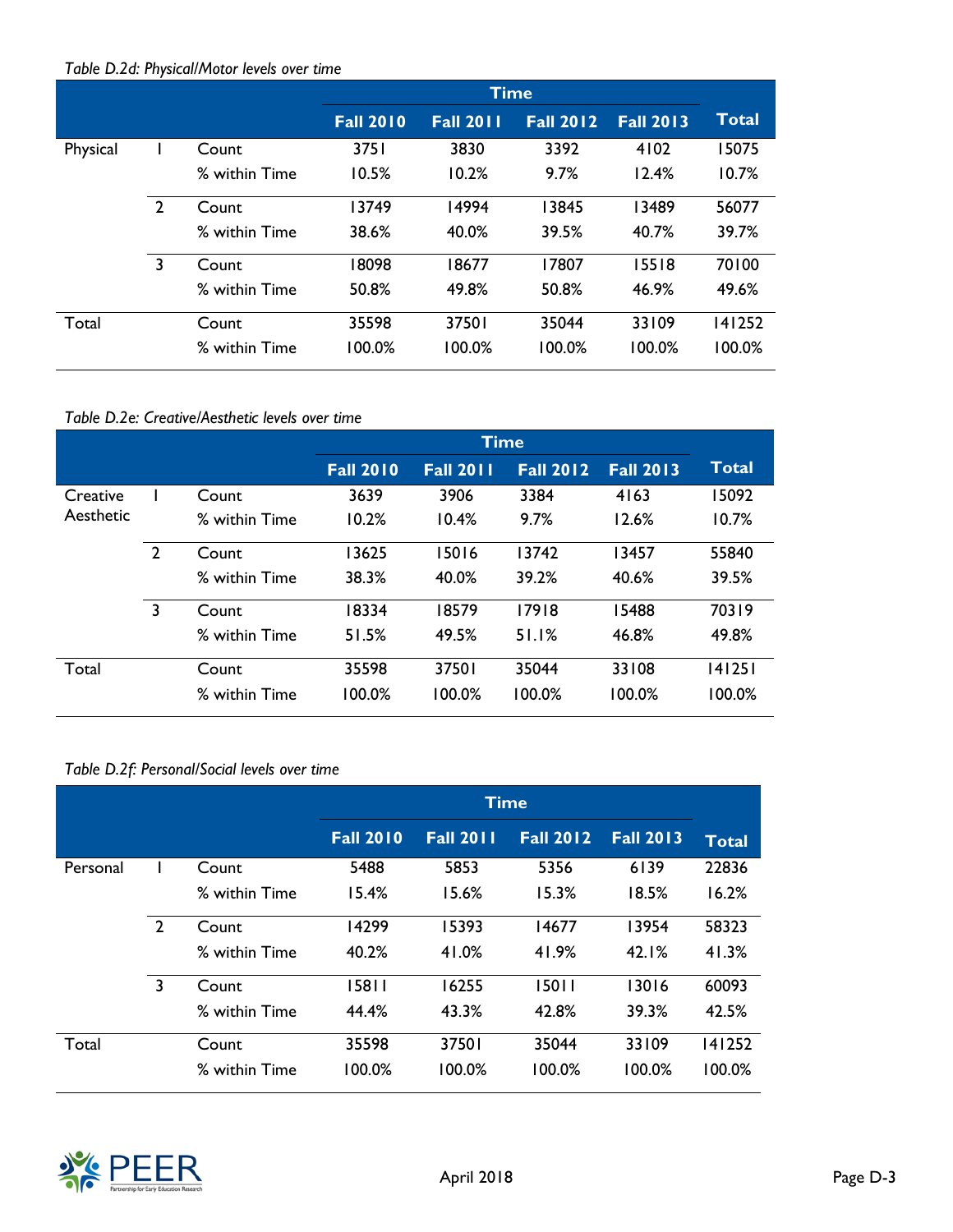*Table D.2d: Physical/Motor levels over time*

| | | | Time | | | | Total |
|---|---|---|---|---|---|---|---|
| | | | Fall 2010 | Fall 2011 | Fall 2012 | Fall 2013 | |
| Physical | 1 | Count | 3751 | 3830 | 3392 | 4102 | 15075 |
| | | % within Time | 10.5% | 10.2% | 9.7% | 12.4% | 10.7% |
| | 2 | Count | 13749 | 14994 | 13845 | 13489 | 56077 |
| | | % within Time | 38.6% | 40.0% | 39.5% | 40.7% | 39.7% |
| | 3 | Count | 18098 | 18677 | 17807 | 15518 | 70100 |
| | | % within Time | 50.8% | 49.8% | 50.8% | 46.9% | 49.6% |
| Total | | Count | 35598 | 37501 | 35044 | 33109 | 141252 |
| | | % within Time | 100.0% | 100.0% | 100.0% | 100.0% | 100.0% |

*Table D.2e: Creative/Aesthetic levels over time*

| | | | Time | | | | Total |
|---|---|---|---|---|---|---|---|
| | | | Fall 2010 | Fall 2011 | Fall 2012 | Fall 2013 | |
| Creative Aesthetic | 1 | Count | 3639 | 3906 | 3384 | 4163 | 15092 |
| | | % within Time | 10.2% | 10.4% | 9.7% | 12.6% | 10.7% |
| | 2 | Count | 13625 | 15016 | 13742 | 13457 | 55840 |
| | | % within Time | 38.3% | 40.0% | 39.2% | 40.6% | 39.5% |
| | 3 | Count | 18334 | 18579 | 17918 | 15488 | 70319 |
| | | % within Time | 51.5% | 49.5% | 51.1% | 46.8% | 49.8% |
| Total | | Count | 35598 | 37501 | 35044 | 33108 | 141251 |
| | | % within Time | 100.0% | 100.0% | 100.0% | 100.0% | 100.0% |

*Table D.2f: Personal/Social levels over time*

| | | | Time | | | | Total |
|---|---|---|---|---|---|---|---|
| | | | Fall 2010 | Fall 2011 | Fall 2012 | Fall 2013 | |
| Personal | 1 | Count | 5488 | 5853 | 5356 | 6139 | 22836 |
| | | % within Time | 15.4% | 15.6% | 15.3% | 18.5% | 16.2% |
| | 2 | Count | 14299 | 15393 | 14677 | 13954 | 58323 |
| | | % within Time | 40.2% | 41.0% | 41.9% | 42.1% | 41.3% |
| | 3 | Count | 15811 | 16255 | 15011 | 13016 | 60093 |
| | | % within Time | 44.4% | 43.3% | 42.8% | 39.3% | 42.5% |
| Total | | Count | 35598 | 37501 | 35044 | 33109 | 141252 |
| | | % within Time | 100.0% | 100.0% | 100.0% | 100.0% | 100.0% |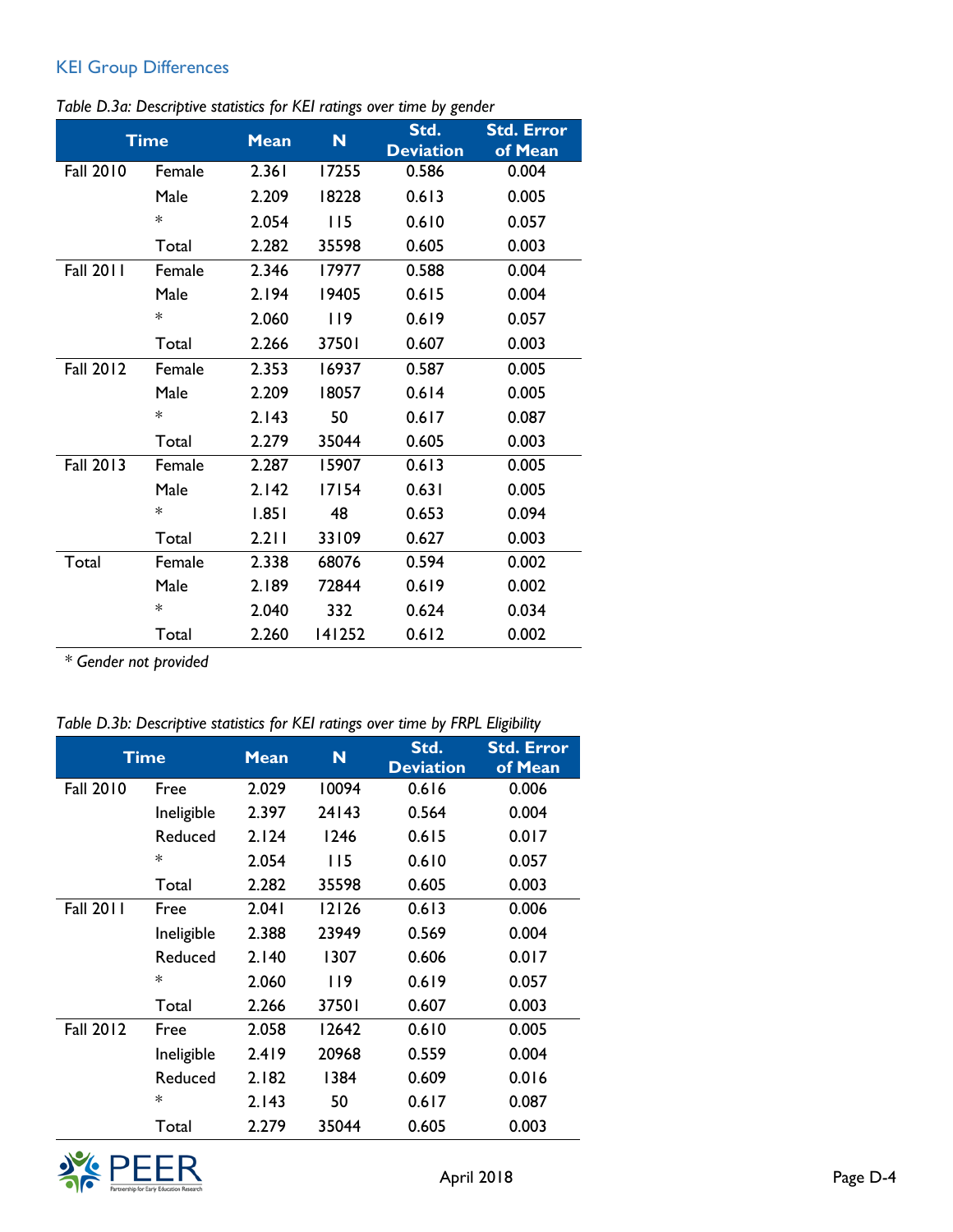## KEI Group Differences

*Table D.3a: Descriptive statistics for KEI ratings over time by gender*

| Time | | Mean | N | Std. Deviation | Std. Error of Mean |
|---|---|---|---|---|---|
| Fall 2010 | Female | 2.361 | 17255 | 0.586 | 0.004 |
| | Male | 2.209 | 18228 | 0.613 | 0.005 |
| | * | 2.054 | 115 | 0.610 | 0.057 |
| | Total | 2.282 | 35598 | 0.605 | 0.003 |
| Fall 2011 | Female | 2.346 | 17977 | 0.588 | 0.004 |
| | Male | 2.194 | 19405 | 0.615 | 0.004 |
| | * | 2.060 | 119 | 0.619 | 0.057 |
| | Total | 2.266 | 37501 | 0.607 | 0.003 |
| Fall 2012 | Female | 2.353 | 16937 | 0.587 | 0.005 |
| | Male | 2.209 | 18057 | 0.614 | 0.005 |
| | * | 2.143 | 50 | 0.617 | 0.087 |
| | Total | 2.279 | 35044 | 0.605 | 0.003 |
| Fall 2013 | Female | 2.287 | 15907 | 0.613 | 0.005 |
| | Male | 2.142 | 17154 | 0.631 | 0.005 |
| | * | 1.851 | 48 | 0.653 | 0.094 |
| | Total | 2.211 | 33109 | 0.627 | 0.003 |
| Total | Female | 2.338 | 68076 | 0.594 | 0.002 |
| | Male | 2.189 | 72844 | 0.619 | 0.002 |
| | * | 2.040 | 332 | 0.624 | 0.034 |
| | Total | 2.260 | 141252 | 0.612 | 0.002 |

*\* Gender not provided*

*Table D.3b: Descriptive statistics for KEI ratings over time by FRPL Eligibility*

| Time | | Mean | N | Std. Deviation | Std. Error of Mean |
|---|---|---|---|---|---|
| Fall 2010 | Free | 2.029 | 10094 | 0.616 | 0.006 |
| | Ineligible | 2.397 | 24143 | 0.564 | 0.004 |
| | Reduced | 2.124 | 1246 | 0.615 | 0.017 |
| | * | 2.054 | 115 | 0.610 | 0.057 |
| | Total | 2.282 | 35598 | 0.605 | 0.003 |
| Fall 2011 | Free | 2.041 | 12126 | 0.613 | 0.006 |
| | Ineligible | 2.388 | 23949 | 0.569 | 0.004 |
| | Reduced | 2.140 | 1307 | 0.606 | 0.017 |
| | * | 2.060 | 119 | 0.619 | 0.057 |
| | Total | 2.266 | 37501 | 0.607 | 0.003 |
| Fall 2012 | Free | 2.058 | 12642 | 0.610 | 0.005 |
| | Ineligible | 2.419 | 20968 | 0.559 | 0.004 |
| | Reduced | 2.182 | 1384 | 0.609 | 0.016 |
| | * | 2.143 | 50 | 0.617 | 0.087 |
| | Total | 2.279 | 35044 | 0.605 | 0.003 |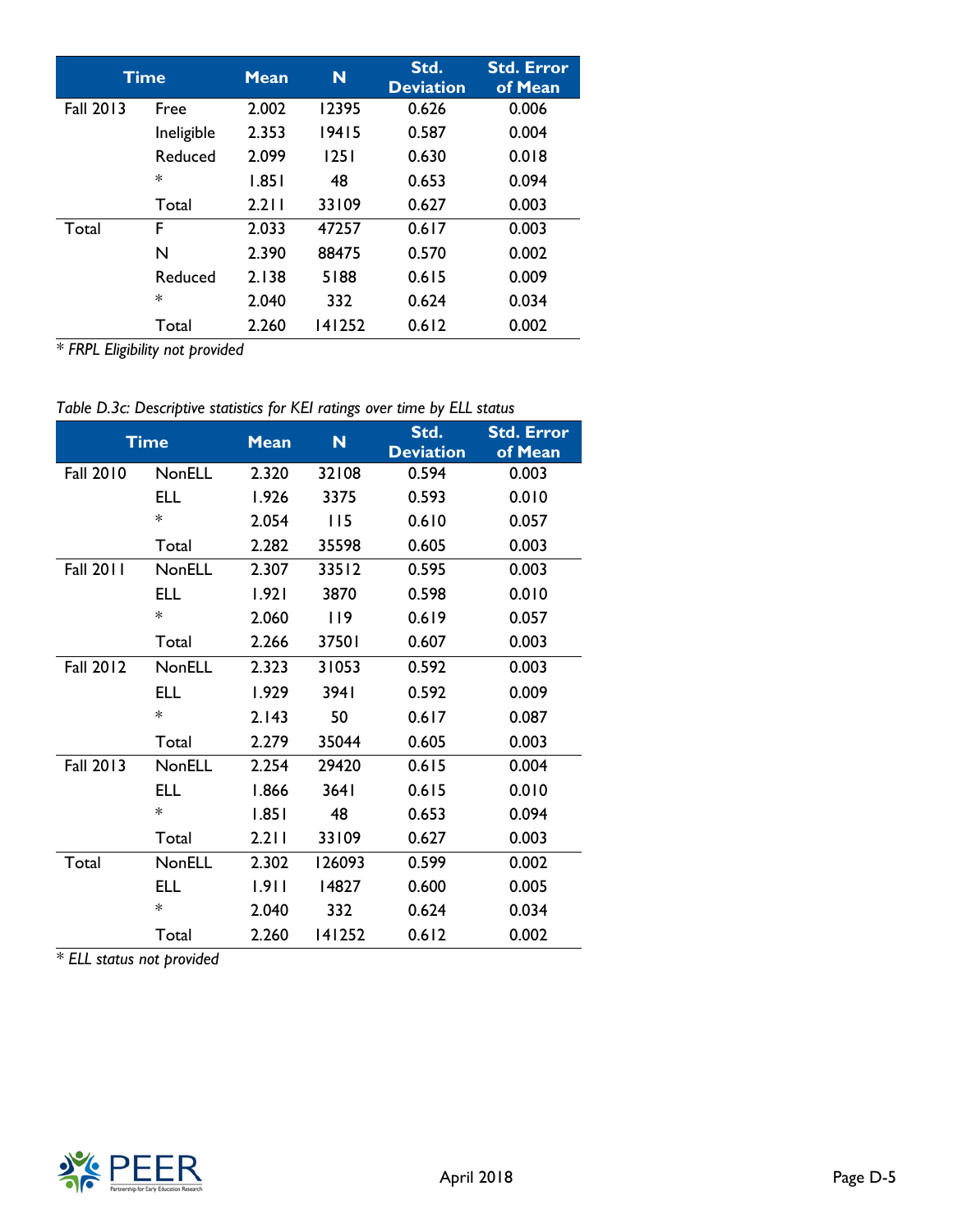| Time | | Mean | N | Std. Deviation | Std. Error of Mean |
|---|---|---|---|---|---|
| Fall 2013 | Free | 2.002 | 12395 | 0.626 | 0.006 |
| | Ineligible | 2.353 | 19415 | 0.587 | 0.004 |
| | Reduced | 2.099 | 1251 | 0.630 | 0.018 |
| | * | 1.851 | 48 | 0.653 | 0.094 |
| | Total | 2.211 | 33109 | 0.627 | 0.003 |
| Total | F | 2.033 | 47257 | 0.617 | 0.003 |
| | N | 2.390 | 88475 | 0.570 | 0.002 |
| | Reduced | 2.138 | 5188 | 0.615 | 0.009 |
| | * | 2.040 | 332 | 0.624 | 0.034 |
| | Total | 2.260 | 141252 | 0.612 | 0.002 |

*\* FRPL Eligibility not provided*

*Table D.3c: Descriptive statistics for KEI ratings over time by ELL status*

| Time | | Mean | N | Std. Deviation | Std. Error of Mean |
|---|---|---|---|---|---|
| Fall 2010 | NonELL | 2.320 | 32108 | 0.594 | 0.003 |
| | ELL | 1.926 | 3375 | 0.593 | 0.010 |
| | * | 2.054 | 115 | 0.610 | 0.057 |
| | Total | 2.282 | 35598 | 0.605 | 0.003 |
| Fall 2011 | NonELL | 2.307 | 33512 | 0.595 | 0.003 |
| | ELL | 1.921 | 3870 | 0.598 | 0.010 |
| | * | 2.060 | 119 | 0.619 | 0.057 |
| | Total | 2.266 | 37501 | 0.607 | 0.003 |
| Fall 2012 | NonELL | 2.323 | 31053 | 0.592 | 0.003 |
| | ELL | 1.929 | 3941 | 0.592 | 0.009 |
| | * | 2.143 | 50 | 0.617 | 0.087 |
| | Total | 2.279 | 35044 | 0.605 | 0.003 |
| Fall 2013 | NonELL | 2.254 | 29420 | 0.615 | 0.004 |
| | ELL | 1.866 | 3641 | 0.615 | 0.010 |
| | * | 1.851 | 48 | 0.653 | 0.094 |
| | Total | 2.211 | 33109 | 0.627 | 0.003 |
| Total | NonELL | 2.302 | 126093 | 0.599 | 0.002 |
| | ELL | 1.911 | 14827 | 0.600 | 0.005 |
| | * | 2.040 | 332 | 0.624 | 0.034 |
| | Total | 2.260 | 141252 | 0.612 | 0.002 |

*\* ELL status not provided*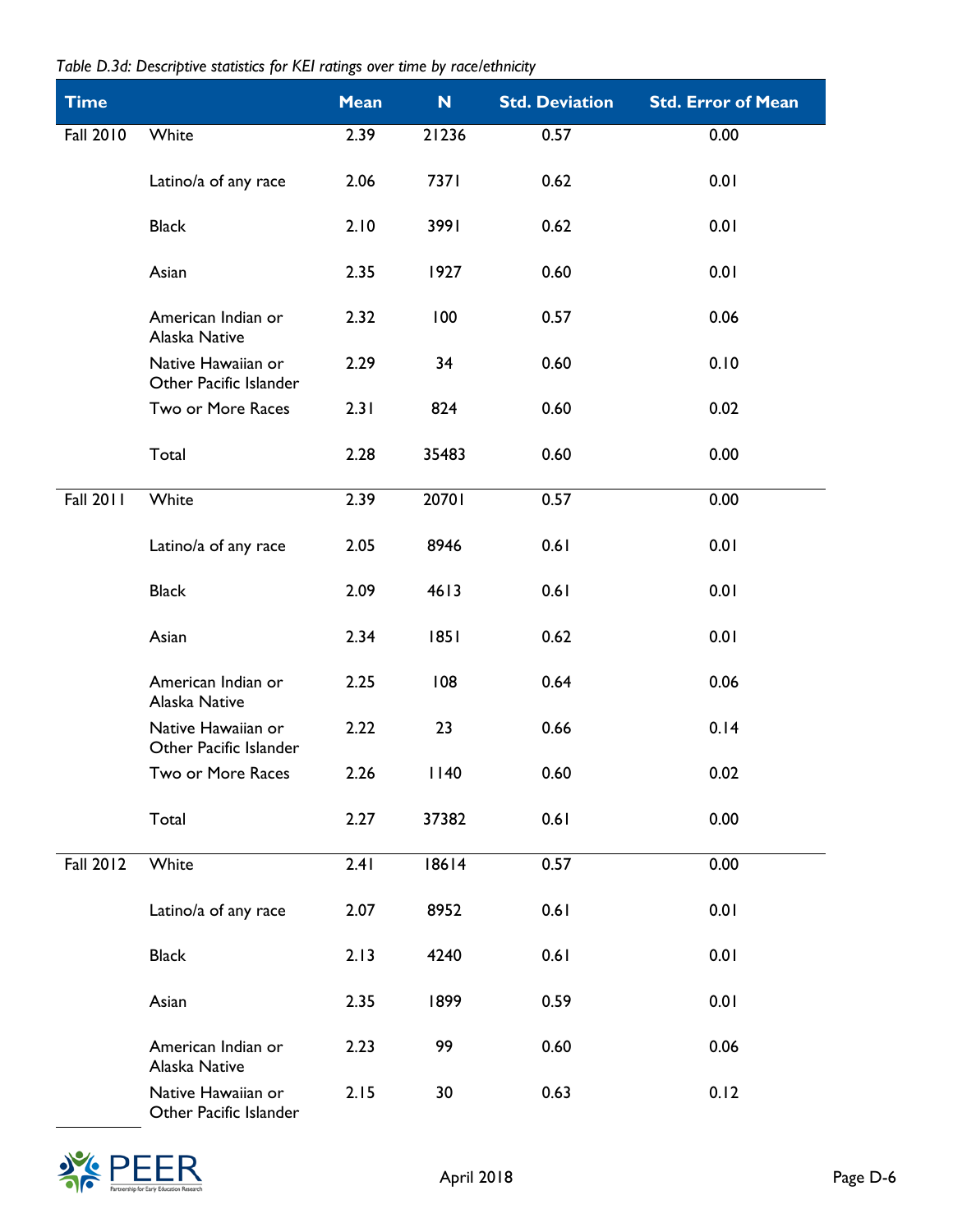*Table D.3d: Descriptive statistics for KEI ratings over time by race/ethnicity*

| Time | | Mean | N | Std. Deviation | Std. Error of Mean |
|---|---|---|---|---|---|
| Fall 2010 | White | 2.39 | 21236 | 0.57 | 0.00 |
| | Latino/a of any race | 2.06 | 7371 | 0.62 | 0.01 |
| | Black | 2.10 | 3991 | 0.62 | 0.01 |
| | Asian | 2.35 | 1927 | 0.60 | 0.01 |
| | American Indian or Alaska Native | 2.32 | 100 | 0.57 | 0.06 |
| | Native Hawaiian or Other Pacific Islander | 2.29 | 34 | 0.60 | 0.10 |
| | Two or More Races | 2.31 | 824 | 0.60 | 0.02 |
| | Total | 2.28 | 35483 | 0.60 | 0.00 |
| Fall 2011 | White | 2.39 | 20701 | 0.57 | 0.00 |
| | Latino/a of any race | 2.05 | 8946 | 0.61 | 0.01 |
| | Black | 2.09 | 4613 | 0.61 | 0.01 |
| | Asian | 2.34 | 1851 | 0.62 | 0.01 |
| | American Indian or Alaska Native | 2.25 | 108 | 0.64 | 0.06 |
| | Native Hawaiian or Other Pacific Islander | 2.22 | 23 | 0.66 | 0.14 |
| | Two or More Races | 2.26 | 1140 | 0.60 | 0.02 |
| | Total | 2.27 | 37382 | 0.61 | 0.00 |
| Fall 2012 | White | 2.41 | 18614 | 0.57 | 0.00 |
| | Latino/a of any race | 2.07 | 8952 | 0.61 | 0.01 |
| | Black | 2.13 | 4240 | 0.61 | 0.01 |
| | Asian | 2.35 | 1899 | 0.59 | 0.01 |
| | American Indian or Alaska Native | 2.23 | 99 | 0.60 | 0.06 |
| | Native Hawaiian or Other Pacific Islander | 2.15 | 30 | 0.63 | 0.12 |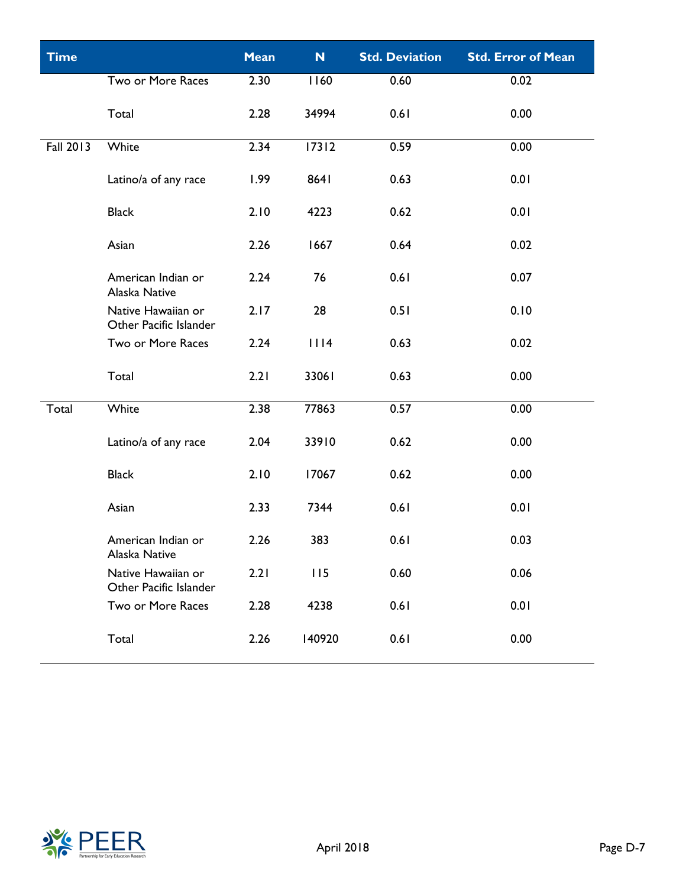| Time | | Mean | N | Std. Deviation | Std. Error of Mean |
|---|---|---|---|---|---|
| | Two or More Races | 2.30 | 1160 | 0.60 | 0.02 |
| | Total | 2.28 | 34994 | 0.61 | 0.00 |
| Fall 2013 | White | 2.34 | 17312 | 0.59 | 0.00 |
| | Latino/a of any race | 1.99 | 8641 | 0.63 | 0.01 |
| | Black | 2.10 | 4223 | 0.62 | 0.01 |
| | Asian | 2.26 | 1667 | 0.64 | 0.02 |
| | American Indian or Alaska Native | 2.24 | 76 | 0.61 | 0.07 |
| | Native Hawaiian or Other Pacific Islander | 2.17 | 28 | 0.51 | 0.10 |
| | Two or More Races | 2.24 | 1114 | 0.63 | 0.02 |
| | Total | 2.21 | 33061 | 0.63 | 0.00 |
| Total | White | 2.38 | 77863 | 0.57 | 0.00 |
| | Latino/a of any race | 2.04 | 33910 | 0.62 | 0.00 |
| | Black | 2.10 | 17067 | 0.62 | 0.00 |
| | Asian | 2.33 | 7344 | 0.61 | 0.01 |
| | American Indian or Alaska Native | 2.26 | 383 | 0.61 | 0.03 |
| | Native Hawaiian or Other Pacific Islander | 2.21 | 115 | 0.60 | 0.06 |
| | Two or More Races | 2.28 | 4238 | 0.61 | 0.01 |
| | Total | 2.26 | 140920 | 0.61 | 0.00 |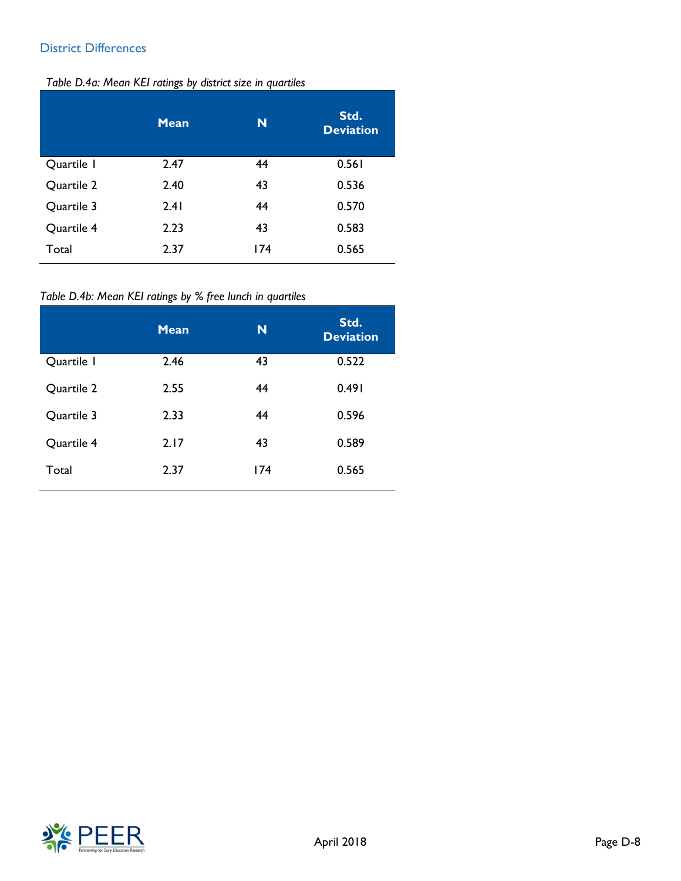## District Differences

*Table D.4a: Mean KEI ratings by district size in quartiles*

| | Mean | N | Std. Deviation |
|---|---|---|---|
| Quartile 1 | 2.47 | 44 | 0.561 |
| Quartile 2 | 2.40 | 43 | 0.536 |
| Quartile 3 | 2.41 | 44 | 0.570 |
| Quartile 4 | 2.23 | 43 | 0.583 |
| Total | 2.37 | 174 | 0.565 |

*Table D.4b: Mean KEI ratings by % free lunch in quartiles*

| | Mean | N | Std. Deviation |
|---|---|---|---|
| Quartile 1 | 2.46 | 43 | 0.522 |
| Quartile 2 | 2.55 | 44 | 0.491 |
| Quartile 3 | 2.33 | 44 | 0.596 |
| Quartile 4 | 2.17 | 43 | 0.589 |
| Total | 2.37 | 174 | 0.565 |